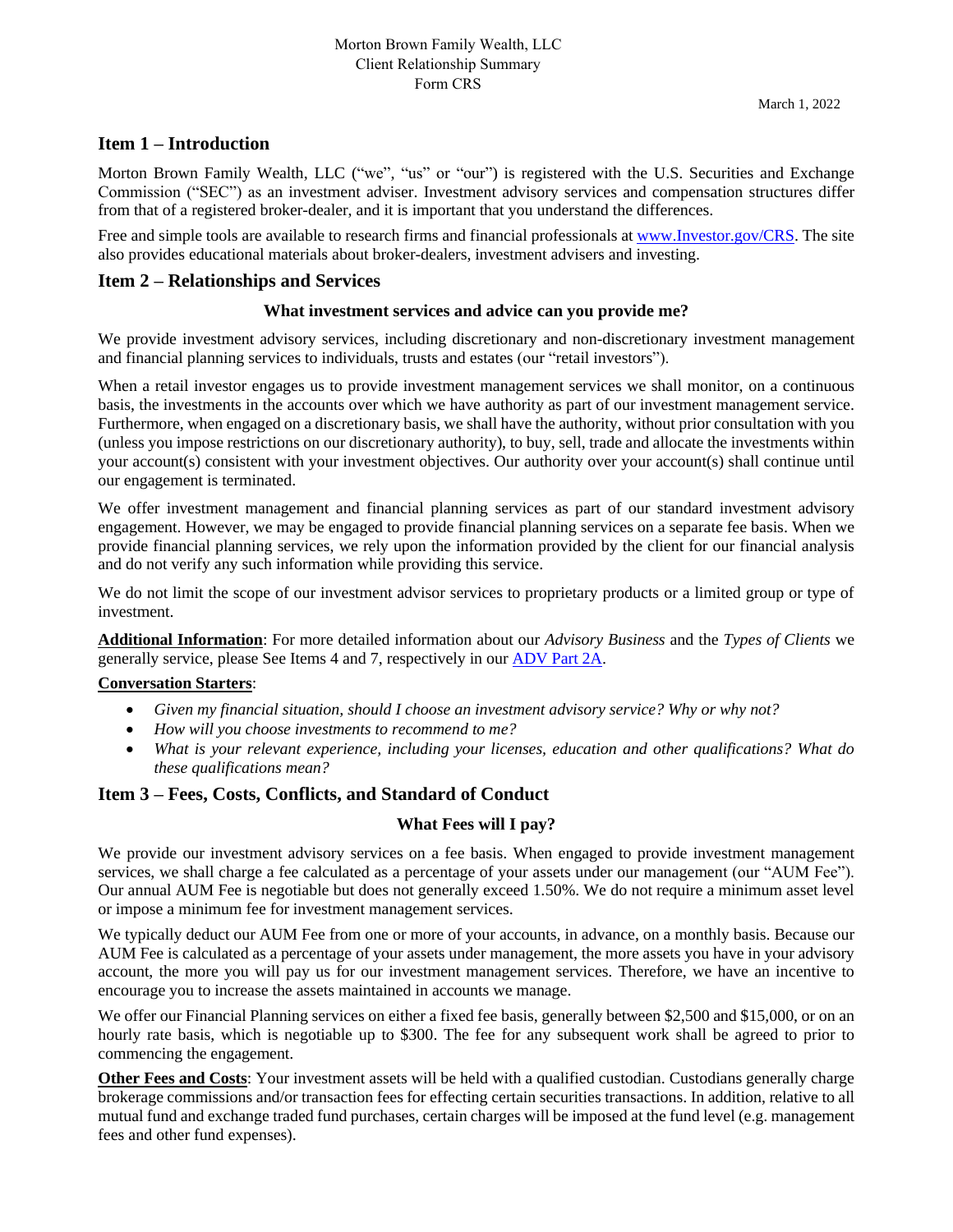Morton Brown Family Wealth, LLC
Client Relationship Summary
Form CRS

March 1, 2022

## Item 1 – Introduction

Morton Brown Family Wealth, LLC ("we", "us" or "our") is registered with the U.S. Securities and Exchange Commission ("SEC") as an investment adviser. Investment advisory services and compensation structures differ from that of a registered broker-dealer, and it is important that you understand the differences.

Free and simple tools are available to research firms and financial professionals at [www.Investor.gov/CRS](www.Investor.gov/CRS). The site also provides educational materials about broker-dealers, investment advisers and investing.

## Item 2 – Relationships and Services

### What investment services and advice can you provide me?

We provide investment advisory services, including discretionary and non-discretionary investment management and financial planning services to individuals, trusts and estates (our "retail investors").

When a retail investor engages us to provide investment management services we shall monitor, on a continuous basis, the investments in the accounts over which we have authority as part of our investment management service. Furthermore, when engaged on a discretionary basis, we shall have the authority, without prior consultation with you (unless you impose restrictions on our discretionary authority), to buy, sell, trade and allocate the investments within your account(s) consistent with your investment objectives. Our authority over your account(s) shall continue until our engagement is terminated.

We offer investment management and financial planning services as part of our standard investment advisory engagement. However, we may be engaged to provide financial planning services on a separate fee basis. When we provide financial planning services, we rely upon the information provided by the client for our financial analysis and do not verify any such information while providing this service.

We do not limit the scope of our investment advisor services to proprietary products or a limited group or type of investment.

**Additional Information**: For more detailed information about our *Advisory Business* and the *Types of Clients* we generally service, please See Items 4 and 7, respectively in our ADV Part 2A.

**Conversation Starters**:

- *Given my financial situation, should I choose an investment advisory service? Why or why not?*
- *How will you choose investments to recommend to me?*
- *What is your relevant experience, including your licenses, education and other qualifications? What do these qualifications mean?*

## Item 3 – Fees, Costs, Conflicts, and Standard of Conduct

### What Fees will I pay?

We provide our investment advisory services on a fee basis. When engaged to provide investment management services, we shall charge a fee calculated as a percentage of your assets under our management (our "AUM Fee"). Our annual AUM Fee is negotiable but does not generally exceed 1.50%. We do not require a minimum asset level or impose a minimum fee for investment management services.

We typically deduct our AUM Fee from one or more of your accounts, in advance, on a monthly basis. Because our AUM Fee is calculated as a percentage of your assets under management, the more assets you have in your advisory account, the more you will pay us for our investment management services. Therefore, we have an incentive to encourage you to increase the assets maintained in accounts we manage.

We offer our Financial Planning services on either a fixed fee basis, generally between $2,500 and $15,000, or on an hourly rate basis, which is negotiable up to $300. The fee for any subsequent work shall be agreed to prior to commencing the engagement.

**Other Fees and Costs**: Your investment assets will be held with a qualified custodian. Custodians generally charge brokerage commissions and/or transaction fees for effecting certain securities transactions. In addition, relative to all mutual fund and exchange traded fund purchases, certain charges will be imposed at the fund level (e.g. management fees and other fund expenses).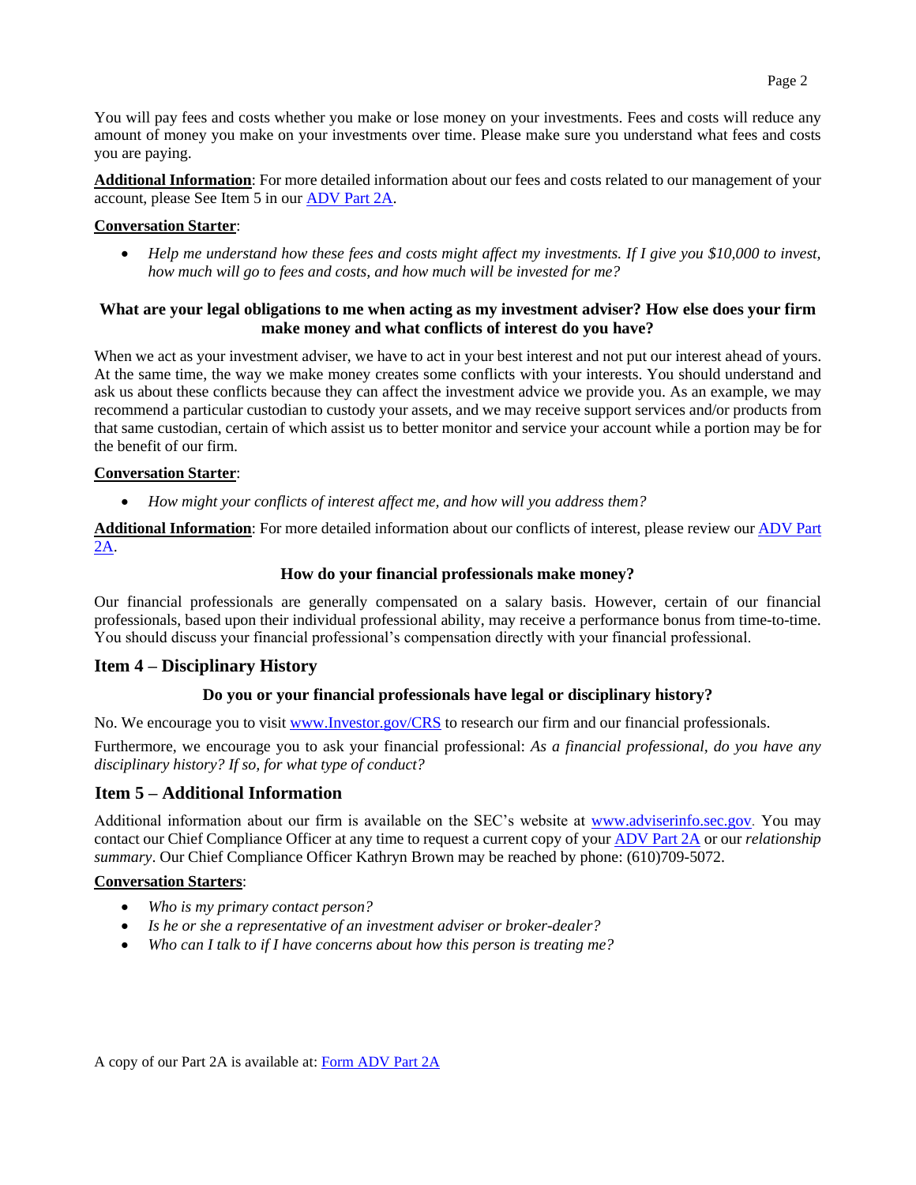You will pay fees and costs whether you make or lose money on your investments. Fees and costs will reduce any amount of money you make on your investments over time. Please make sure you understand what fees and costs you are paying.

**Additional Information**: For more detailed information about our fees and costs related to our management of your account, please See Item 5 in our ADV Part 2A.

**Conversation Starter**:

- *Help me understand how these fees and costs might affect my investments. If I give you $10,000 to invest, how much will go to fees and costs, and how much will be invested for me?*

### What are your legal obligations to me when acting as my investment adviser? How else does your firm make money and what conflicts of interest do you have?

When we act as your investment adviser, we have to act in your best interest and not put our interest ahead of yours. At the same time, the way we make money creates some conflicts with your interests. You should understand and ask us about these conflicts because they can affect the investment advice we provide you. As an example, we may recommend a particular custodian to custody your assets, and we may receive support services and/or products from that same custodian, certain of which assist us to better monitor and service your account while a portion may be for the benefit of our firm.

**Conversation Starter**:

- *How might your conflicts of interest affect me, and how will you address them?*

**Additional Information**: For more detailed information about our conflicts of interest, please review our ADV Part 2A.

### How do your financial professionals make money?

Our financial professionals are generally compensated on a salary basis. However, certain of our financial professionals, based upon their individual professional ability, may receive a performance bonus from time-to-time. You should discuss your financial professional's compensation directly with your financial professional.

## Item 4 – Disciplinary History

### Do you or your financial professionals have legal or disciplinary history?

No. We encourage you to visit www.Investor.gov/CRS to research our firm and our financial professionals.

Furthermore, we encourage you to ask your financial professional: *As a financial professional, do you have any disciplinary history? If so, for what type of conduct?*

## Item 5 – Additional Information

Additional information about our firm is available on the SEC's website at www.adviserinfo.sec.gov. You may contact our Chief Compliance Officer at any time to request a current copy of your ADV Part 2A or our *relationship summary*. Our Chief Compliance Officer Kathryn Brown may be reached by phone: (610)709-5072.

**Conversation Starters**:

- *Who is my primary contact person?*
- *Is he or she a representative of an investment adviser or broker-dealer?*
- *Who can I talk to if I have concerns about how this person is treating me?*

A copy of our Part 2A is available at: Form ADV Part 2A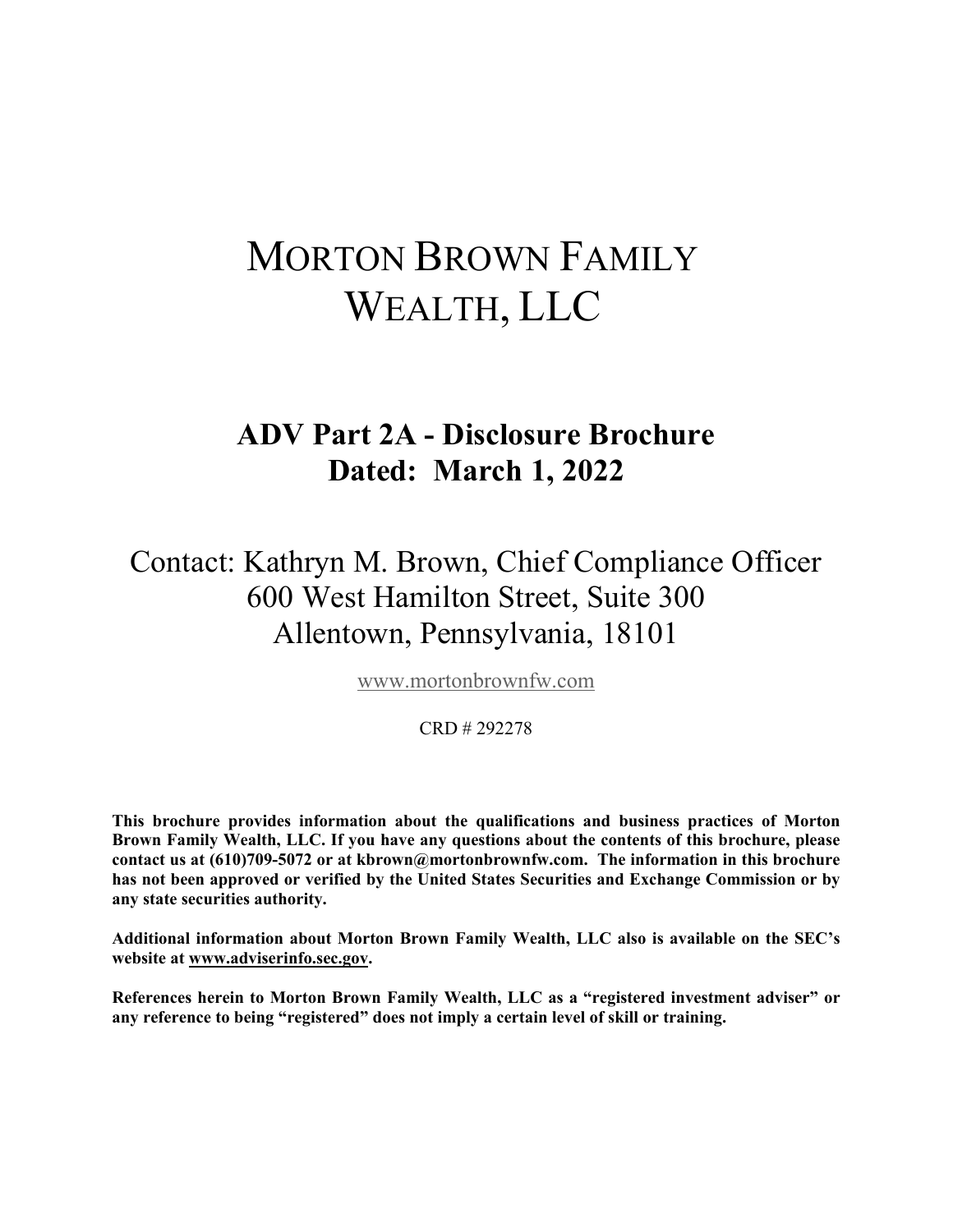# MORTON BROWN FAMILY WEALTH, LLC

## ADV Part 2A - Disclosure Brochure
## Dated: March 1, 2022

Contact: Kathryn M. Brown, Chief Compliance Officer
600 West Hamilton Street, Suite 300
Allentown, Pennsylvania, 18101

www.mortonbrownfw.com

CRD # 292278

**This brochure provides information about the qualifications and business practices of Morton Brown Family Wealth, LLC. If you have any questions about the contents of this brochure, please contact us at (610)709-5072 or at kbrown@mortonbrownfw.com. The information in this brochure has not been approved or verified by the United States Securities and Exchange Commission or by any state securities authority.**

**Additional information about Morton Brown Family Wealth, LLC also is available on the SEC's website at www.adviserinfo.sec.gov.**

**References herein to Morton Brown Family Wealth, LLC as a "registered investment adviser" or any reference to being "registered" does not imply a certain level of skill or training.**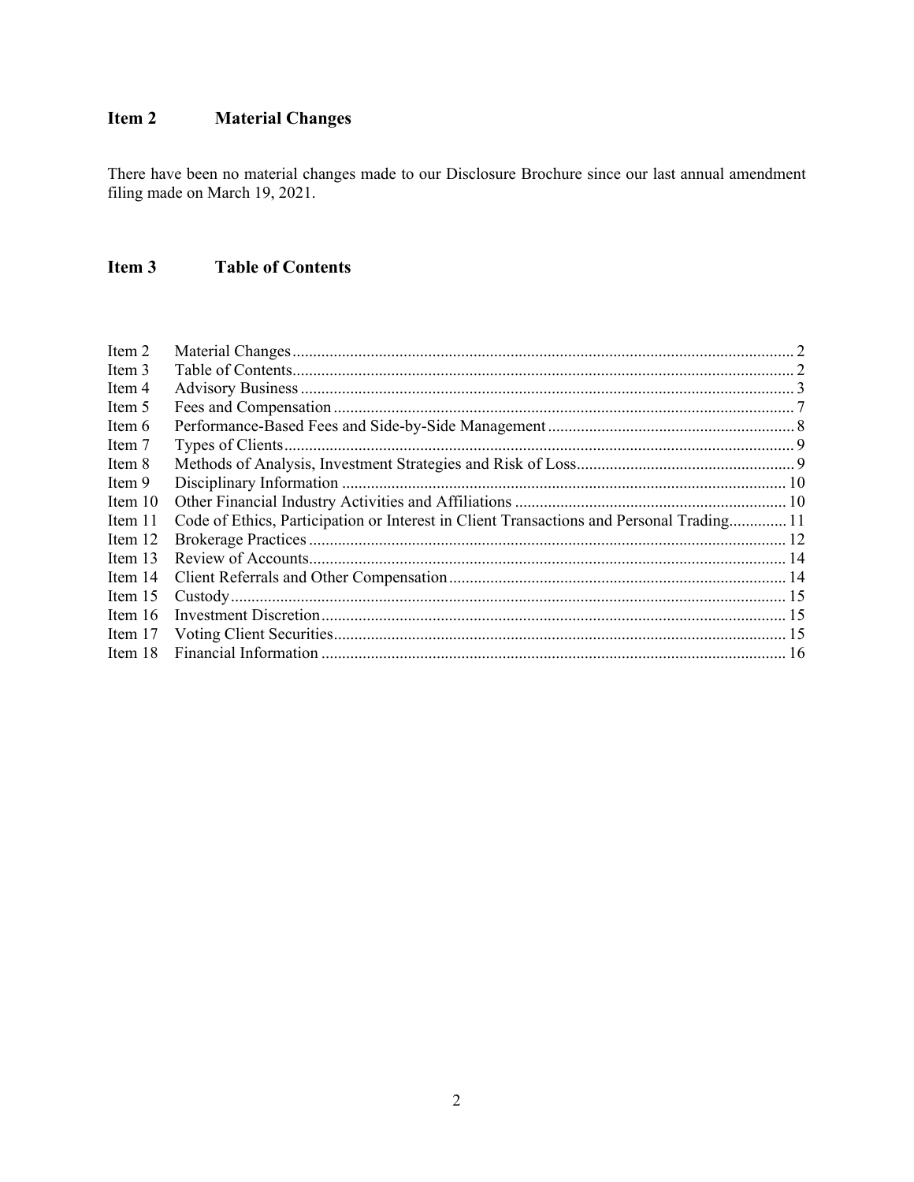## Item 2 Material Changes

There have been no material changes made to our Disclosure Brochure since our last annual amendment filing made on March 19, 2021.

## Item 3 Table of Contents

| | | |
|---|---|---|
| Item 2 | Material Changes | 2 |
| Item 3 | Table of Contents | 2 |
| Item 4 | Advisory Business | 3 |
| Item 5 | Fees and Compensation | 7 |
| Item 6 | Performance-Based Fees and Side-by-Side Management | 8 |
| Item 7 | Types of Clients | 9 |
| Item 8 | Methods of Analysis, Investment Strategies and Risk of Loss | 9 |
| Item 9 | Disciplinary Information | 10 |
| Item 10 | Other Financial Industry Activities and Affiliations | 10 |
| Item 11 | Code of Ethics, Participation or Interest in Client Transactions and Personal Trading | 11 |
| Item 12 | Brokerage Practices | 12 |
| Item 13 | Review of Accounts | 14 |
| Item 14 | Client Referrals and Other Compensation | 14 |
| Item 15 | Custody | 15 |
| Item 16 | Investment Discretion | 15 |
| Item 17 | Voting Client Securities | 15 |
| Item 18 | Financial Information | 16 |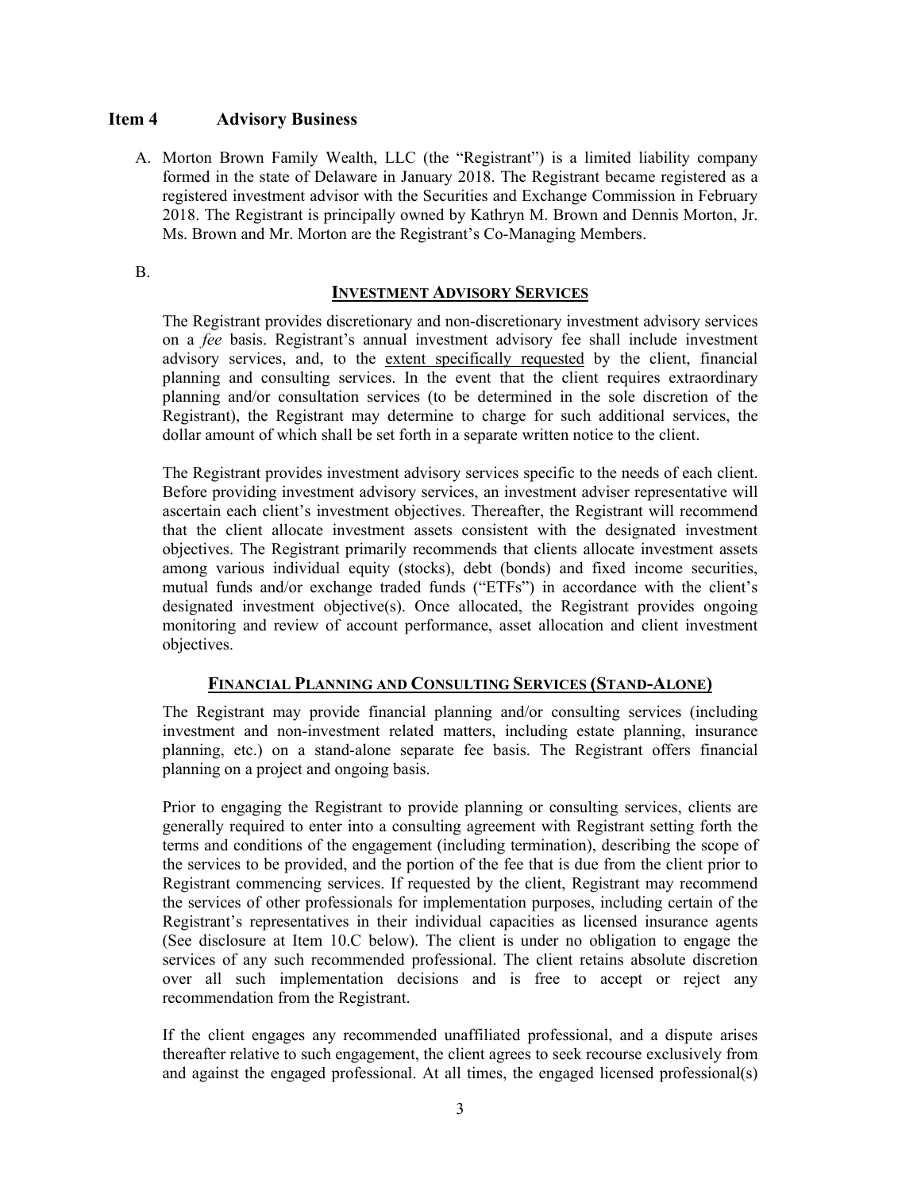## Item 4 Advisory Business

A. Morton Brown Family Wealth, LLC (the "Registrant") is a limited liability company formed in the state of Delaware in January 2018. The Registrant became registered as a registered investment advisor with the Securities and Exchange Commission in February 2018. The Registrant is principally owned by Kathryn M. Brown and Dennis Morton, Jr. Ms. Brown and Mr. Morton are the Registrant's Co-Managing Members.

B.

### INVESTMENT ADVISORY SERVICES

The Registrant provides discretionary and non-discretionary investment advisory services on a *fee* basis. Registrant's annual investment advisory fee shall include investment advisory services, and, to the extent specifically requested by the client, financial planning and consulting services. In the event that the client requires extraordinary planning and/or consultation services (to be determined in the sole discretion of the Registrant), the Registrant may determine to charge for such additional services, the dollar amount of which shall be set forth in a separate written notice to the client.

The Registrant provides investment advisory services specific to the needs of each client. Before providing investment advisory services, an investment adviser representative will ascertain each client's investment objectives. Thereafter, the Registrant will recommend that the client allocate investment assets consistent with the designated investment objectives. The Registrant primarily recommends that clients allocate investment assets among various individual equity (stocks), debt (bonds) and fixed income securities, mutual funds and/or exchange traded funds ("ETFs") in accordance with the client's designated investment objective(s). Once allocated, the Registrant provides ongoing monitoring and review of account performance, asset allocation and client investment objectives.

### FINANCIAL PLANNING AND CONSULTING SERVICES (STAND-ALONE)

The Registrant may provide financial planning and/or consulting services (including investment and non-investment related matters, including estate planning, insurance planning, etc.) on a stand-alone separate fee basis. The Registrant offers financial planning on a project and ongoing basis.

Prior to engaging the Registrant to provide planning or consulting services, clients are generally required to enter into a consulting agreement with Registrant setting forth the terms and conditions of the engagement (including termination), describing the scope of the services to be provided, and the portion of the fee that is due from the client prior to Registrant commencing services. If requested by the client, Registrant may recommend the services of other professionals for implementation purposes, including certain of the Registrant's representatives in their individual capacities as licensed insurance agents (See disclosure at Item 10.C below). The client is under no obligation to engage the services of any such recommended professional. The client retains absolute discretion over all such implementation decisions and is free to accept or reject any recommendation from the Registrant.

If the client engages any recommended unaffiliated professional, and a dispute arises thereafter relative to such engagement, the client agrees to seek recourse exclusively from and against the engaged professional. At all times, the engaged licensed professional(s)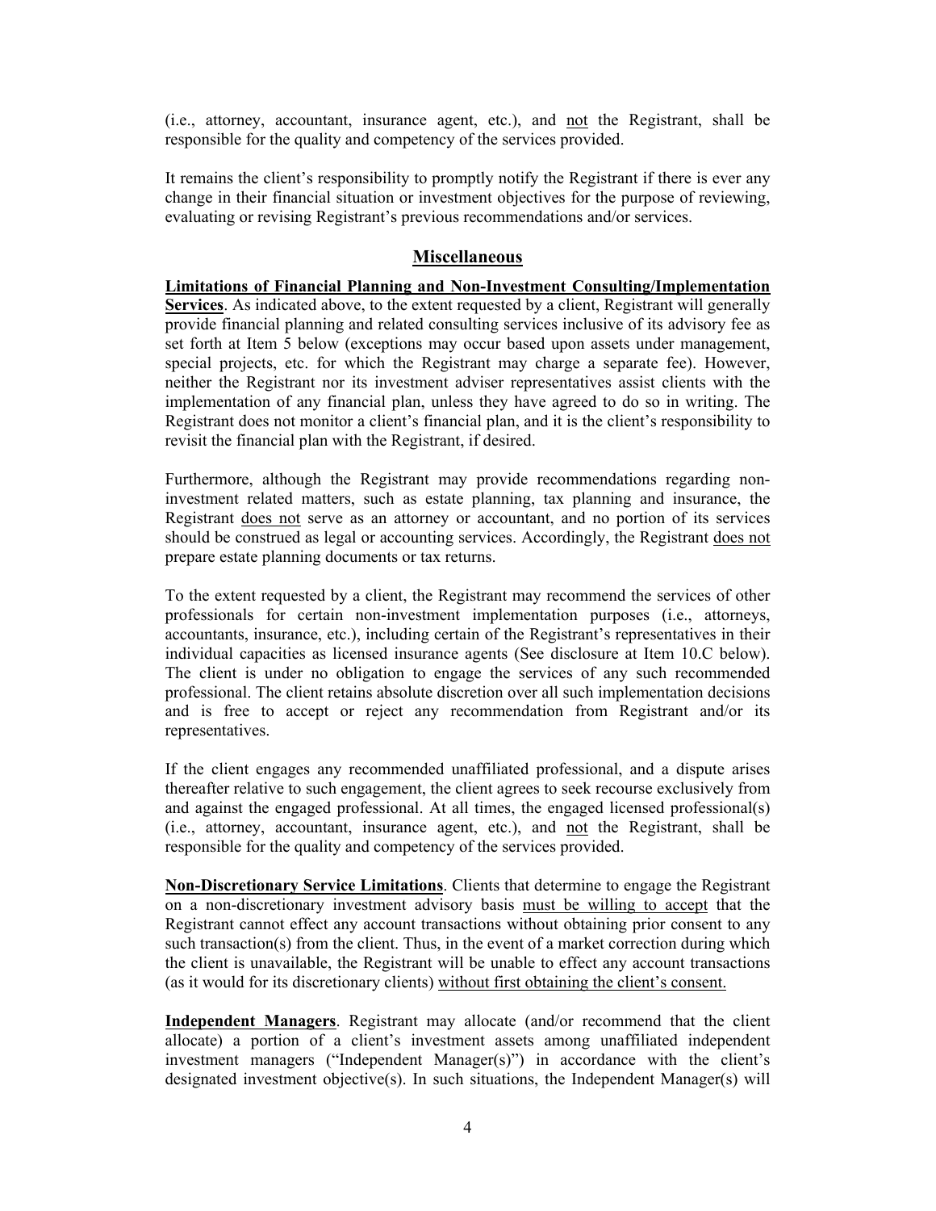(i.e., attorney, accountant, insurance agent, etc.), and not the Registrant, shall be responsible for the quality and competency of the services provided.

It remains the client's responsibility to promptly notify the Registrant if there is ever any change in their financial situation or investment objectives for the purpose of reviewing, evaluating or revising Registrant's previous recommendations and/or services.

## Miscellaneous

**Limitations of Financial Planning and Non-Investment Consulting/Implementation Services**. As indicated above, to the extent requested by a client, Registrant will generally provide financial planning and related consulting services inclusive of its advisory fee as set forth at Item 5 below (exceptions may occur based upon assets under management, special projects, etc. for which the Registrant may charge a separate fee). However, neither the Registrant nor its investment adviser representatives assist clients with the implementation of any financial plan, unless they have agreed to do so in writing. The Registrant does not monitor a client's financial plan, and it is the client's responsibility to revisit the financial plan with the Registrant, if desired.

Furthermore, although the Registrant may provide recommendations regarding non-investment related matters, such as estate planning, tax planning and insurance, the Registrant does not serve as an attorney or accountant, and no portion of its services should be construed as legal or accounting services. Accordingly, the Registrant does not prepare estate planning documents or tax returns.

To the extent requested by a client, the Registrant may recommend the services of other professionals for certain non-investment implementation purposes (i.e., attorneys, accountants, insurance, etc.), including certain of the Registrant's representatives in their individual capacities as licensed insurance agents (See disclosure at Item 10.C below). The client is under no obligation to engage the services of any such recommended professional. The client retains absolute discretion over all such implementation decisions and is free to accept or reject any recommendation from Registrant and/or its representatives.

If the client engages any recommended unaffiliated professional, and a dispute arises thereafter relative to such engagement, the client agrees to seek recourse exclusively from and against the engaged professional. At all times, the engaged licensed professional(s) (i.e., attorney, accountant, insurance agent, etc.), and not the Registrant, shall be responsible for the quality and competency of the services provided.

**Non-Discretionary Service Limitations**. Clients that determine to engage the Registrant on a non-discretionary investment advisory basis must be willing to accept that the Registrant cannot effect any account transactions without obtaining prior consent to any such transaction(s) from the client. Thus, in the event of a market correction during which the client is unavailable, the Registrant will be unable to effect any account transactions (as it would for its discretionary clients) without first obtaining the client's consent.

**Independent Managers**. Registrant may allocate (and/or recommend that the client allocate) a portion of a client's investment assets among unaffiliated independent investment managers ("Independent Manager(s)") in accordance with the client's designated investment objective(s). In such situations, the Independent Manager(s) will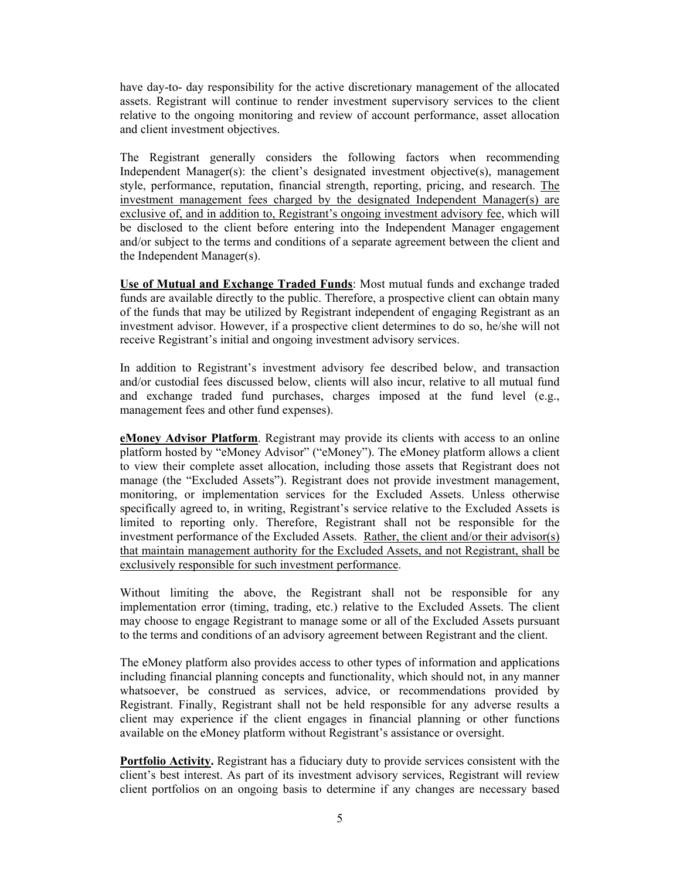have day-to- day responsibility for the active discretionary management of the allocated assets. Registrant will continue to render investment supervisory services to the client relative to the ongoing monitoring and review of account performance, asset allocation and client investment objectives.

The Registrant generally considers the following factors when recommending Independent Manager(s): the client's designated investment objective(s), management style, performance, reputation, financial strength, reporting, pricing, and research. <u>The investment management fees charged by the designated Independent Manager(s) are exclusive of, and in addition to, Registrant's ongoing investment advisory fee</u>, which will be disclosed to the client before entering into the Independent Manager engagement and/or subject to the terms and conditions of a separate agreement between the client and the Independent Manager(s).

**<u>Use of Mutual and Exchange Traded Funds</u>**: Most mutual funds and exchange traded funds are available directly to the public. Therefore, a prospective client can obtain many of the funds that may be utilized by Registrant independent of engaging Registrant as an investment advisor. However, if a prospective client determines to do so, he/she will not receive Registrant's initial and ongoing investment advisory services.

In addition to Registrant's investment advisory fee described below, and transaction and/or custodial fees discussed below, clients will also incur, relative to all mutual fund and exchange traded fund purchases, charges imposed at the fund level (e.g., management fees and other fund expenses).

**<u>eMoney Advisor Platform</u>**. Registrant may provide its clients with access to an online platform hosted by "eMoney Advisor" ("eMoney"). The eMoney platform allows a client to view their complete asset allocation, including those assets that Registrant does not manage (the "Excluded Assets"). Registrant does not provide investment management, monitoring, or implementation services for the Excluded Assets. Unless otherwise specifically agreed to, in writing, Registrant's service relative to the Excluded Assets is limited to reporting only. Therefore, Registrant shall not be responsible for the investment performance of the Excluded Assets. <u>Rather, the client and/or their advisor(s) that maintain management authority for the Excluded Assets, and not Registrant, shall be exclusively responsible for such investment performance</u>.

Without limiting the above, the Registrant shall not be responsible for any implementation error (timing, trading, etc.) relative to the Excluded Assets. The client may choose to engage Registrant to manage some or all of the Excluded Assets pursuant to the terms and conditions of an advisory agreement between Registrant and the client.

The eMoney platform also provides access to other types of information and applications including financial planning concepts and functionality, which should not, in any manner whatsoever, be construed as services, advice, or recommendations provided by Registrant. Finally, Registrant shall not be held responsible for any adverse results a client may experience if the client engages in financial planning or other functions available on the eMoney platform without Registrant's assistance or oversight.

**<u>Portfolio Activity</u>.** Registrant has a fiduciary duty to provide services consistent with the client's best interest. As part of its investment advisory services, Registrant will review client portfolios on an ongoing basis to determine if any changes are necessary based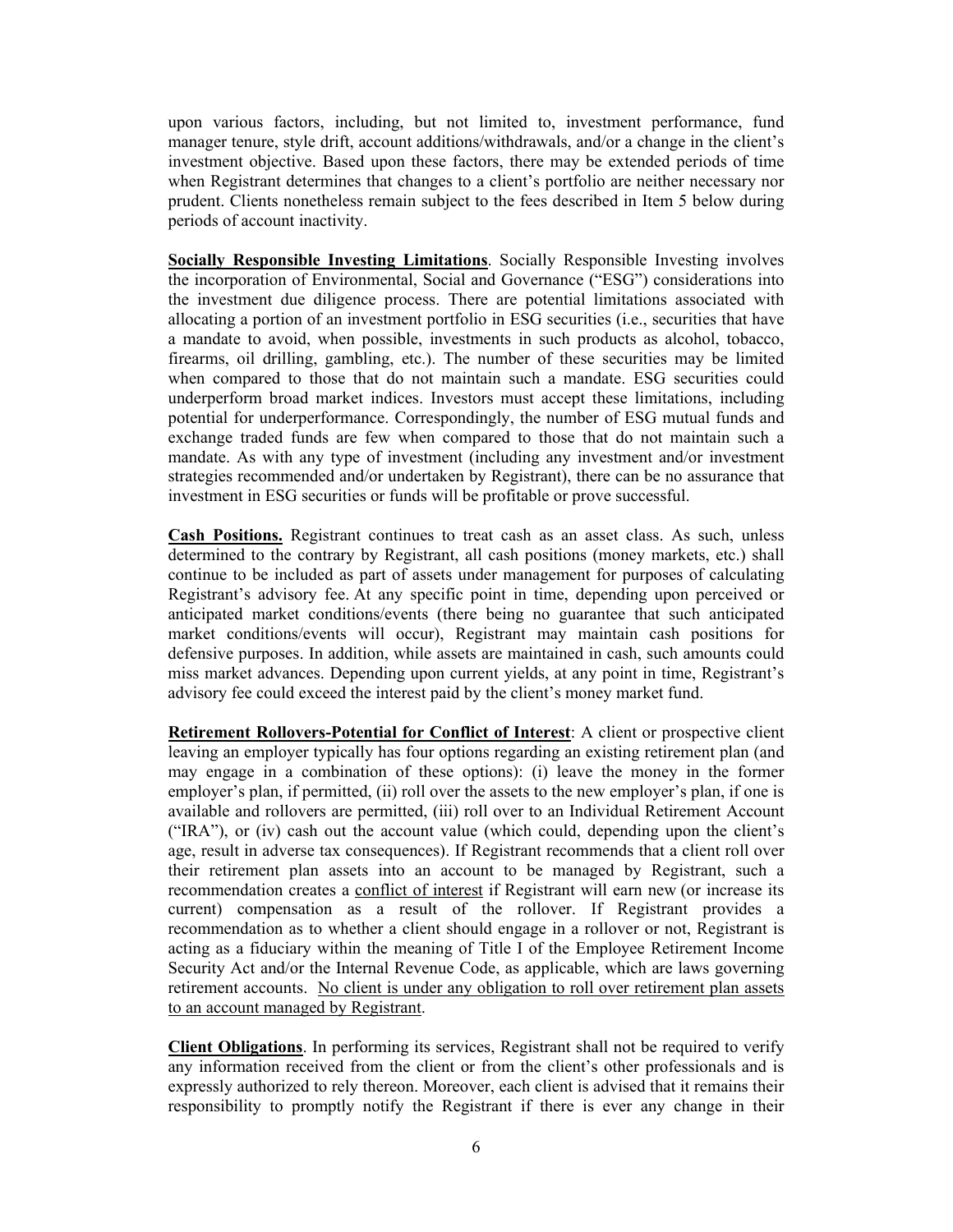upon various factors, including, but not limited to, investment performance, fund manager tenure, style drift, account additions/withdrawals, and/or a change in the client's investment objective. Based upon these factors, there may be extended periods of time when Registrant determines that changes to a client's portfolio are neither necessary nor prudent. Clients nonetheless remain subject to the fees described in Item 5 below during periods of account inactivity.

**Socially Responsible Investing Limitations**. Socially Responsible Investing involves the incorporation of Environmental, Social and Governance ("ESG") considerations into the investment due diligence process. There are potential limitations associated with allocating a portion of an investment portfolio in ESG securities (i.e., securities that have a mandate to avoid, when possible, investments in such products as alcohol, tobacco, firearms, oil drilling, gambling, etc.). The number of these securities may be limited when compared to those that do not maintain such a mandate. ESG securities could underperform broad market indices. Investors must accept these limitations, including potential for underperformance. Correspondingly, the number of ESG mutual funds and exchange traded funds are few when compared to those that do not maintain such a mandate. As with any type of investment (including any investment and/or investment strategies recommended and/or undertaken by Registrant), there can be no assurance that investment in ESG securities or funds will be profitable or prove successful.

**Cash Positions.** Registrant continues to treat cash as an asset class. As such, unless determined to the contrary by Registrant, all cash positions (money markets, etc.) shall continue to be included as part of assets under management for purposes of calculating Registrant's advisory fee. At any specific point in time, depending upon perceived or anticipated market conditions/events (there being no guarantee that such anticipated market conditions/events will occur), Registrant may maintain cash positions for defensive purposes. In addition, while assets are maintained in cash, such amounts could miss market advances. Depending upon current yields, at any point in time, Registrant's advisory fee could exceed the interest paid by the client's money market fund.

**Retirement Rollovers-Potential for Conflict of Interest**: A client or prospective client leaving an employer typically has four options regarding an existing retirement plan (and may engage in a combination of these options): (i) leave the money in the former employer's plan, if permitted, (ii) roll over the assets to the new employer's plan, if one is available and rollovers are permitted, (iii) roll over to an Individual Retirement Account ("IRA"), or (iv) cash out the account value (which could, depending upon the client's age, result in adverse tax consequences). If Registrant recommends that a client roll over their retirement plan assets into an account to be managed by Registrant, such a recommendation creates a conflict of interest if Registrant will earn new (or increase its current) compensation as a result of the rollover. If Registrant provides a recommendation as to whether a client should engage in a rollover or not, Registrant is acting as a fiduciary within the meaning of Title I of the Employee Retirement Income Security Act and/or the Internal Revenue Code, as applicable, which are laws governing retirement accounts. No client is under any obligation to roll over retirement plan assets to an account managed by Registrant.

**Client Obligations**. In performing its services, Registrant shall not be required to verify any information received from the client or from the client's other professionals and is expressly authorized to rely thereon. Moreover, each client is advised that it remains their responsibility to promptly notify the Registrant if there is ever any change in their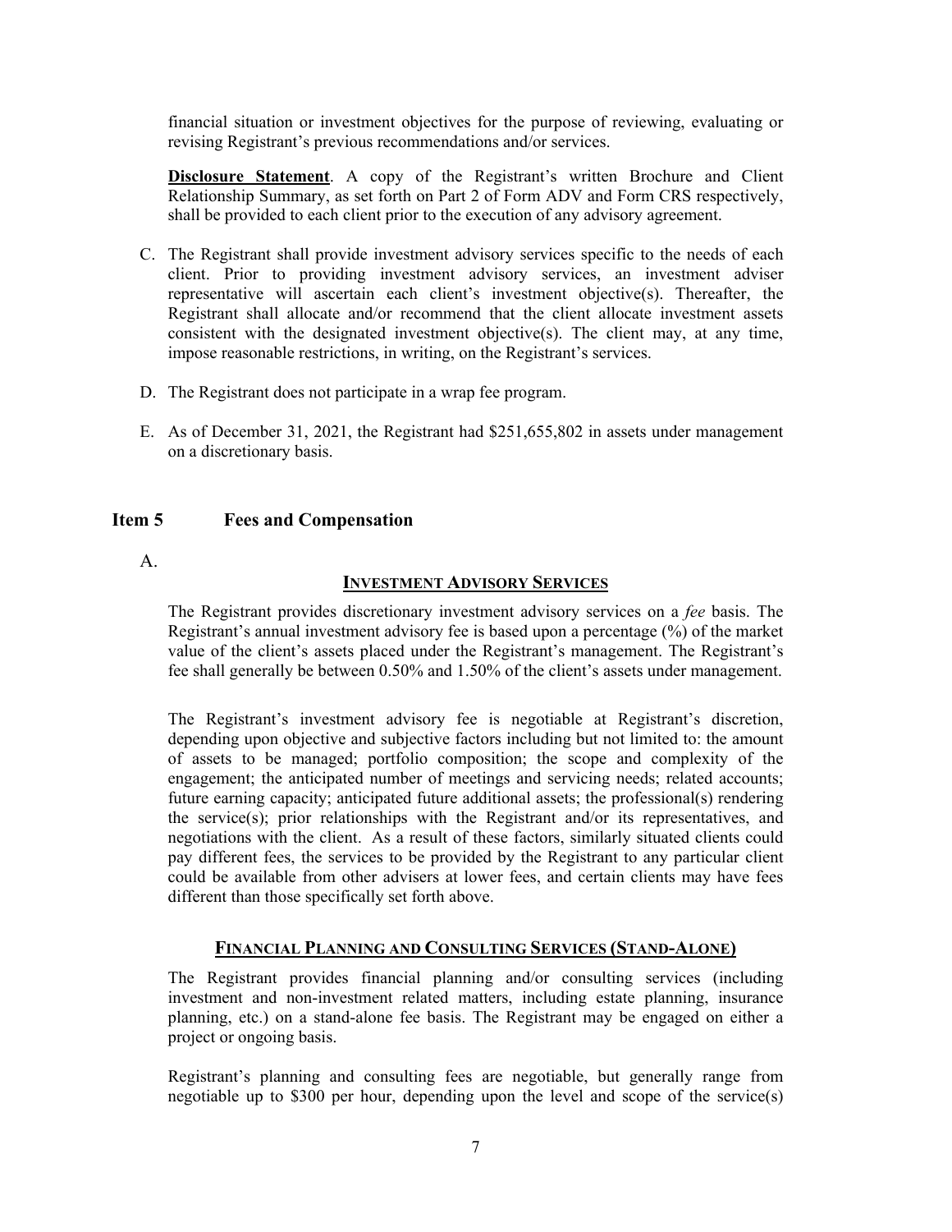financial situation or investment objectives for the purpose of reviewing, evaluating or revising Registrant's previous recommendations and/or services.

**Disclosure Statement**. A copy of the Registrant's written Brochure and Client Relationship Summary, as set forth on Part 2 of Form ADV and Form CRS respectively, shall be provided to each client prior to the execution of any advisory agreement.

C. The Registrant shall provide investment advisory services specific to the needs of each client. Prior to providing investment advisory services, an investment adviser representative will ascertain each client's investment objective(s). Thereafter, the Registrant shall allocate and/or recommend that the client allocate investment assets consistent with the designated investment objective(s). The client may, at any time, impose reasonable restrictions, in writing, on the Registrant's services.

D. The Registrant does not participate in a wrap fee program.

E. As of December 31, 2021, the Registrant had $251,655,802 in assets under management on a discretionary basis.

## Item 5 Fees and Compensation

A.

**INVESTMENT ADVISORY SERVICES**

The Registrant provides discretionary investment advisory services on a *fee* basis. The Registrant's annual investment advisory fee is based upon a percentage (%) of the market value of the client's assets placed under the Registrant's management. The Registrant's fee shall generally be between 0.50% and 1.50% of the client's assets under management.

The Registrant's investment advisory fee is negotiable at Registrant's discretion, depending upon objective and subjective factors including but not limited to: the amount of assets to be managed; portfolio composition; the scope and complexity of the engagement; the anticipated number of meetings and servicing needs; related accounts; future earning capacity; anticipated future additional assets; the professional(s) rendering the service(s); prior relationships with the Registrant and/or its representatives, and negotiations with the client. As a result of these factors, similarly situated clients could pay different fees, the services to be provided by the Registrant to any particular client could be available from other advisers at lower fees, and certain clients may have fees different than those specifically set forth above.

**FINANCIAL PLANNING AND CONSULTING SERVICES (STAND-ALONE)**

The Registrant provides financial planning and/or consulting services (including investment and non-investment related matters, including estate planning, insurance planning, etc.) on a stand-alone fee basis. The Registrant may be engaged on either a project or ongoing basis.

Registrant's planning and consulting fees are negotiable, but generally range from negotiable up to $300 per hour, depending upon the level and scope of the service(s)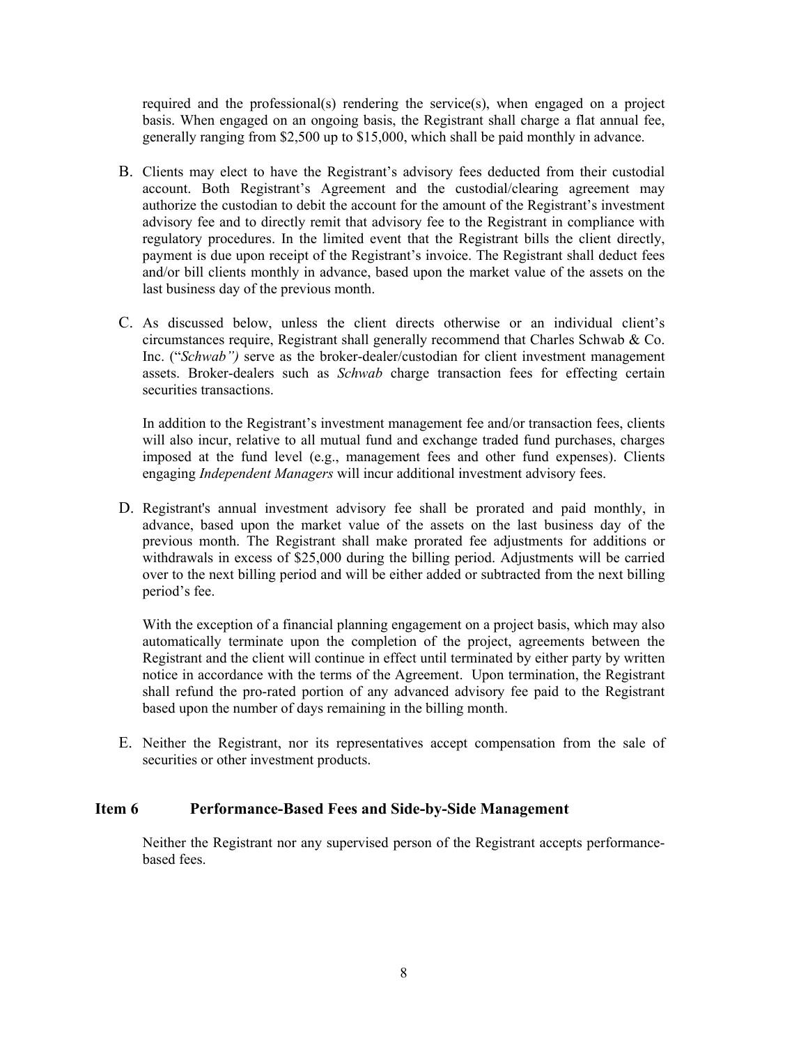required and the professional(s) rendering the service(s), when engaged on a project basis. When engaged on an ongoing basis, the Registrant shall charge a flat annual fee, generally ranging from $2,500 up to $15,000, which shall be paid monthly in advance.

B. Clients may elect to have the Registrant's advisory fees deducted from their custodial account. Both Registrant's Agreement and the custodial/clearing agreement may authorize the custodian to debit the account for the amount of the Registrant's investment advisory fee and to directly remit that advisory fee to the Registrant in compliance with regulatory procedures. In the limited event that the Registrant bills the client directly, payment is due upon receipt of the Registrant's invoice. The Registrant shall deduct fees and/or bill clients monthly in advance, based upon the market value of the assets on the last business day of the previous month.

C. As discussed below, unless the client directs otherwise or an individual client's circumstances require, Registrant shall generally recommend that Charles Schwab & Co. Inc. ("*Schwab")* serve as the broker-dealer/custodian for client investment management assets. Broker-dealers such as *Schwab* charge transaction fees for effecting certain securities transactions.

   In addition to the Registrant's investment management fee and/or transaction fees, clients will also incur, relative to all mutual fund and exchange traded fund purchases, charges imposed at the fund level (e.g., management fees and other fund expenses). Clients engaging *Independent Managers* will incur additional investment advisory fees.

D. Registrant's annual investment advisory fee shall be prorated and paid monthly, in advance, based upon the market value of the assets on the last business day of the previous month. The Registrant shall make prorated fee adjustments for additions or withdrawals in excess of $25,000 during the billing period. Adjustments will be carried over to the next billing period and will be either added or subtracted from the next billing period's fee.

   With the exception of a financial planning engagement on a project basis, which may also automatically terminate upon the completion of the project, agreements between the Registrant and the client will continue in effect until terminated by either party by written notice in accordance with the terms of the Agreement. Upon termination, the Registrant shall refund the pro-rated portion of any advanced advisory fee paid to the Registrant based upon the number of days remaining in the billing month.

E. Neither the Registrant, nor its representatives accept compensation from the sale of securities or other investment products.

## Item 6 Performance-Based Fees and Side-by-Side Management

Neither the Registrant nor any supervised person of the Registrant accepts performance-based fees.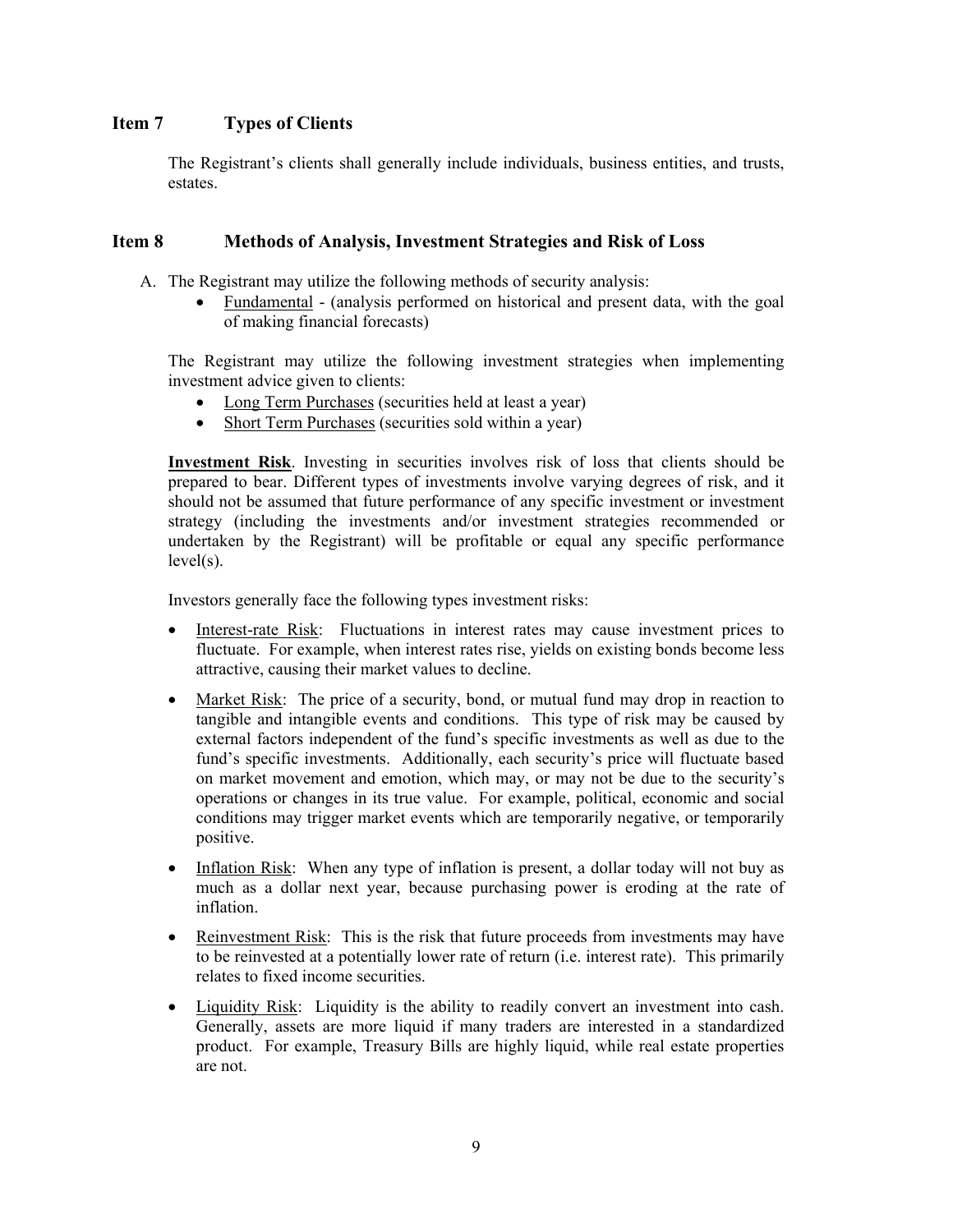## Item 7 Types of Clients

The Registrant's clients shall generally include individuals, business entities, and trusts, estates.

## Item 8 Methods of Analysis, Investment Strategies and Risk of Loss

A. The Registrant may utilize the following methods of security analysis:
   - Fundamental - (analysis performed on historical and present data, with the goal of making financial forecasts)

   The Registrant may utilize the following investment strategies when implementing investment advice given to clients:
   - Long Term Purchases (securities held at least a year)
   - Short Term Purchases (securities sold within a year)

   **Investment Risk**. Investing in securities involves risk of loss that clients should be prepared to bear. Different types of investments involve varying degrees of risk, and it should not be assumed that future performance of any specific investment or investment strategy (including the investments and/or investment strategies recommended or undertaken by the Registrant) will be profitable or equal any specific performance level(s).

   Investors generally face the following types investment risks:

   - Interest-rate Risk: Fluctuations in interest rates may cause investment prices to fluctuate. For example, when interest rates rise, yields on existing bonds become less attractive, causing their market values to decline.
   - Market Risk: The price of a security, bond, or mutual fund may drop in reaction to tangible and intangible events and conditions. This type of risk may be caused by external factors independent of the fund's specific investments as well as due to the fund's specific investments. Additionally, each security's price will fluctuate based on market movement and emotion, which may, or may not be due to the security's operations or changes in its true value. For example, political, economic and social conditions may trigger market events which are temporarily negative, or temporarily positive.
   - Inflation Risk: When any type of inflation is present, a dollar today will not buy as much as a dollar next year, because purchasing power is eroding at the rate of inflation.
   - Reinvestment Risk: This is the risk that future proceeds from investments may have to be reinvested at a potentially lower rate of return (i.e. interest rate). This primarily relates to fixed income securities.
   - Liquidity Risk: Liquidity is the ability to readily convert an investment into cash. Generally, assets are more liquid if many traders are interested in a standardized product. For example, Treasury Bills are highly liquid, while real estate properties are not.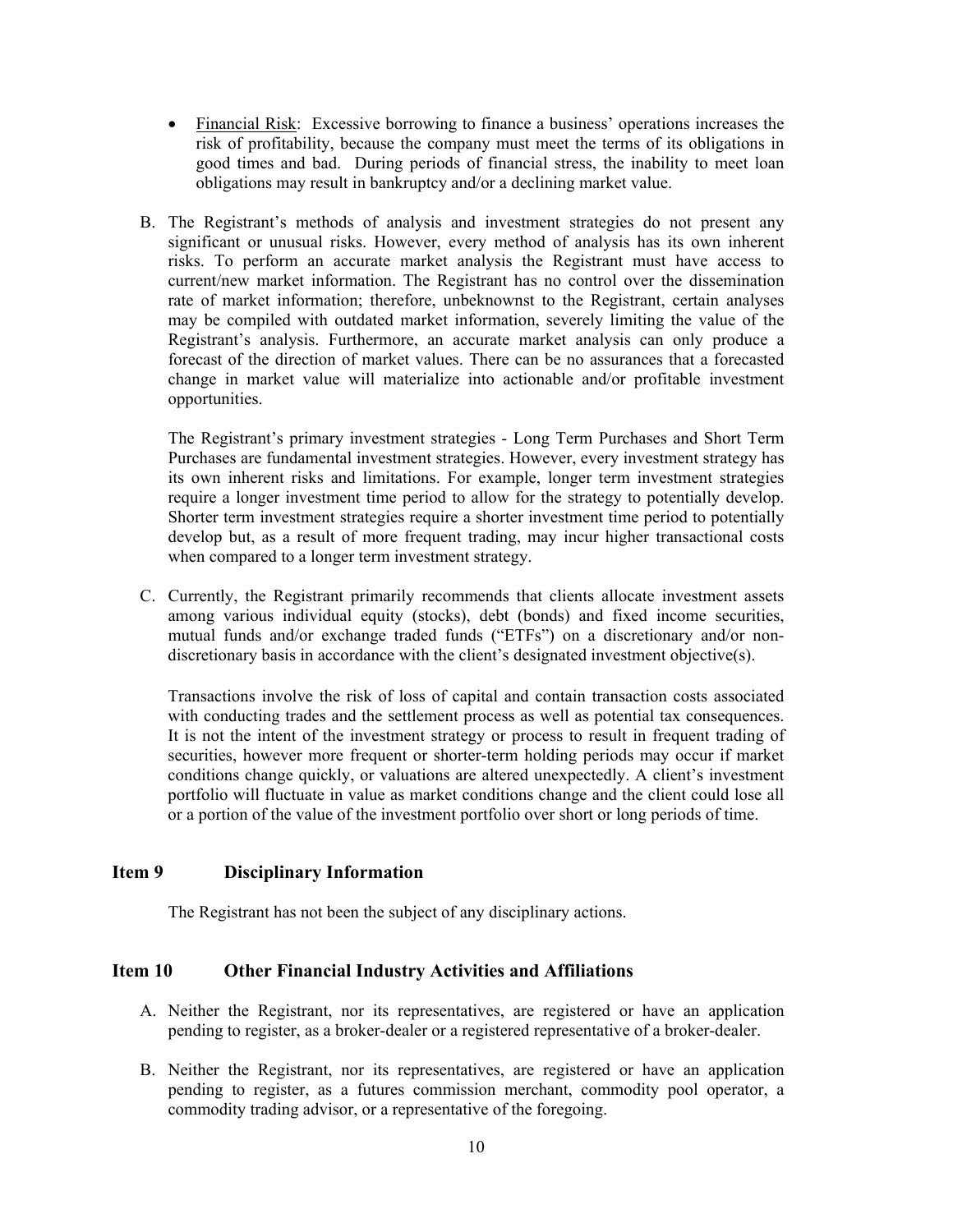- Financial Risk: Excessive borrowing to finance a business' operations increases the risk of profitability, because the company must meet the terms of its obligations in good times and bad. During periods of financial stress, the inability to meet loan obligations may result in bankruptcy and/or a declining market value.

B. The Registrant's methods of analysis and investment strategies do not present any significant or unusual risks. However, every method of analysis has its own inherent risks. To perform an accurate market analysis the Registrant must have access to current/new market information. The Registrant has no control over the dissemination rate of market information; therefore, unbeknownst to the Registrant, certain analyses may be compiled with outdated market information, severely limiting the value of the Registrant's analysis. Furthermore, an accurate market analysis can only produce a forecast of the direction of market values. There can be no assurances that a forecasted change in market value will materialize into actionable and/or profitable investment opportunities.

The Registrant's primary investment strategies - Long Term Purchases and Short Term Purchases are fundamental investment strategies. However, every investment strategy has its own inherent risks and limitations. For example, longer term investment strategies require a longer investment time period to allow for the strategy to potentially develop. Shorter term investment strategies require a shorter investment time period to potentially develop but, as a result of more frequent trading, may incur higher transactional costs when compared to a longer term investment strategy.

C. Currently, the Registrant primarily recommends that clients allocate investment assets among various individual equity (stocks), debt (bonds) and fixed income securities, mutual funds and/or exchange traded funds ("ETFs") on a discretionary and/or non-discretionary basis in accordance with the client's designated investment objective(s).

Transactions involve the risk of loss of capital and contain transaction costs associated with conducting trades and the settlement process as well as potential tax consequences. It is not the intent of the investment strategy or process to result in frequent trading of securities, however more frequent or shorter-term holding periods may occur if market conditions change quickly, or valuations are altered unexpectedly. A client's investment portfolio will fluctuate in value as market conditions change and the client could lose all or a portion of the value of the investment portfolio over short or long periods of time.

## Item 9 Disciplinary Information

The Registrant has not been the subject of any disciplinary actions.

## Item 10 Other Financial Industry Activities and Affiliations

A. Neither the Registrant, nor its representatives, are registered or have an application pending to register, as a broker-dealer or a registered representative of a broker-dealer.

B. Neither the Registrant, nor its representatives, are registered or have an application pending to register, as a futures commission merchant, commodity pool operator, a commodity trading advisor, or a representative of the foregoing.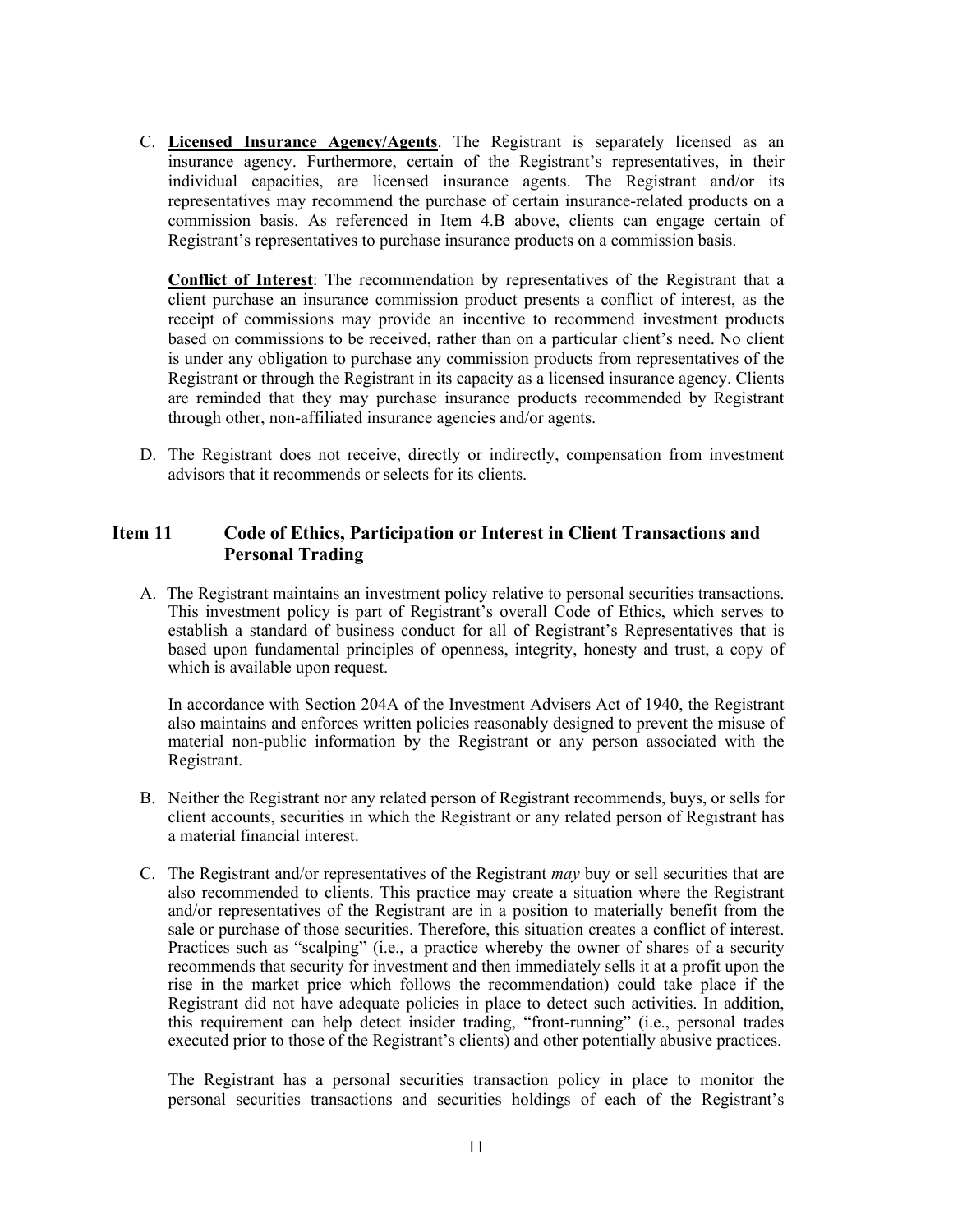C. **Licensed Insurance Agency/Agents**. The Registrant is separately licensed as an insurance agency. Furthermore, certain of the Registrant's representatives, in their individual capacities, are licensed insurance agents. The Registrant and/or its representatives may recommend the purchase of certain insurance-related products on a commission basis. As referenced in Item 4.B above, clients can engage certain of Registrant's representatives to purchase insurance products on a commission basis.

   **Conflict of Interest**: The recommendation by representatives of the Registrant that a client purchase an insurance commission product presents a conflict of interest, as the receipt of commissions may provide an incentive to recommend investment products based on commissions to be received, rather than on a particular client's need. No client is under any obligation to purchase any commission products from representatives of the Registrant or through the Registrant in its capacity as a licensed insurance agency. Clients are reminded that they may purchase insurance products recommended by Registrant through other, non-affiliated insurance agencies and/or agents.

D. The Registrant does not receive, directly or indirectly, compensation from investment advisors that it recommends or selects for its clients.

## Item 11 Code of Ethics, Participation or Interest in Client Transactions and Personal Trading

A. The Registrant maintains an investment policy relative to personal securities transactions. This investment policy is part of Registrant's overall Code of Ethics, which serves to establish a standard of business conduct for all of Registrant's Representatives that is based upon fundamental principles of openness, integrity, honesty and trust, a copy of which is available upon request.

   In accordance with Section 204A of the Investment Advisers Act of 1940, the Registrant also maintains and enforces written policies reasonably designed to prevent the misuse of material non-public information by the Registrant or any person associated with the Registrant.

B. Neither the Registrant nor any related person of Registrant recommends, buys, or sells for client accounts, securities in which the Registrant or any related person of Registrant has a material financial interest.

C. The Registrant and/or representatives of the Registrant *may* buy or sell securities that are also recommended to clients. This practice may create a situation where the Registrant and/or representatives of the Registrant are in a position to materially benefit from the sale or purchase of those securities. Therefore, this situation creates a conflict of interest. Practices such as "scalping" (i.e., a practice whereby the owner of shares of a security recommends that security for investment and then immediately sells it at a profit upon the rise in the market price which follows the recommendation) could take place if the Registrant did not have adequate policies in place to detect such activities. In addition, this requirement can help detect insider trading, "front-running" (i.e., personal trades executed prior to those of the Registrant's clients) and other potentially abusive practices.

   The Registrant has a personal securities transaction policy in place to monitor the personal securities transactions and securities holdings of each of the Registrant's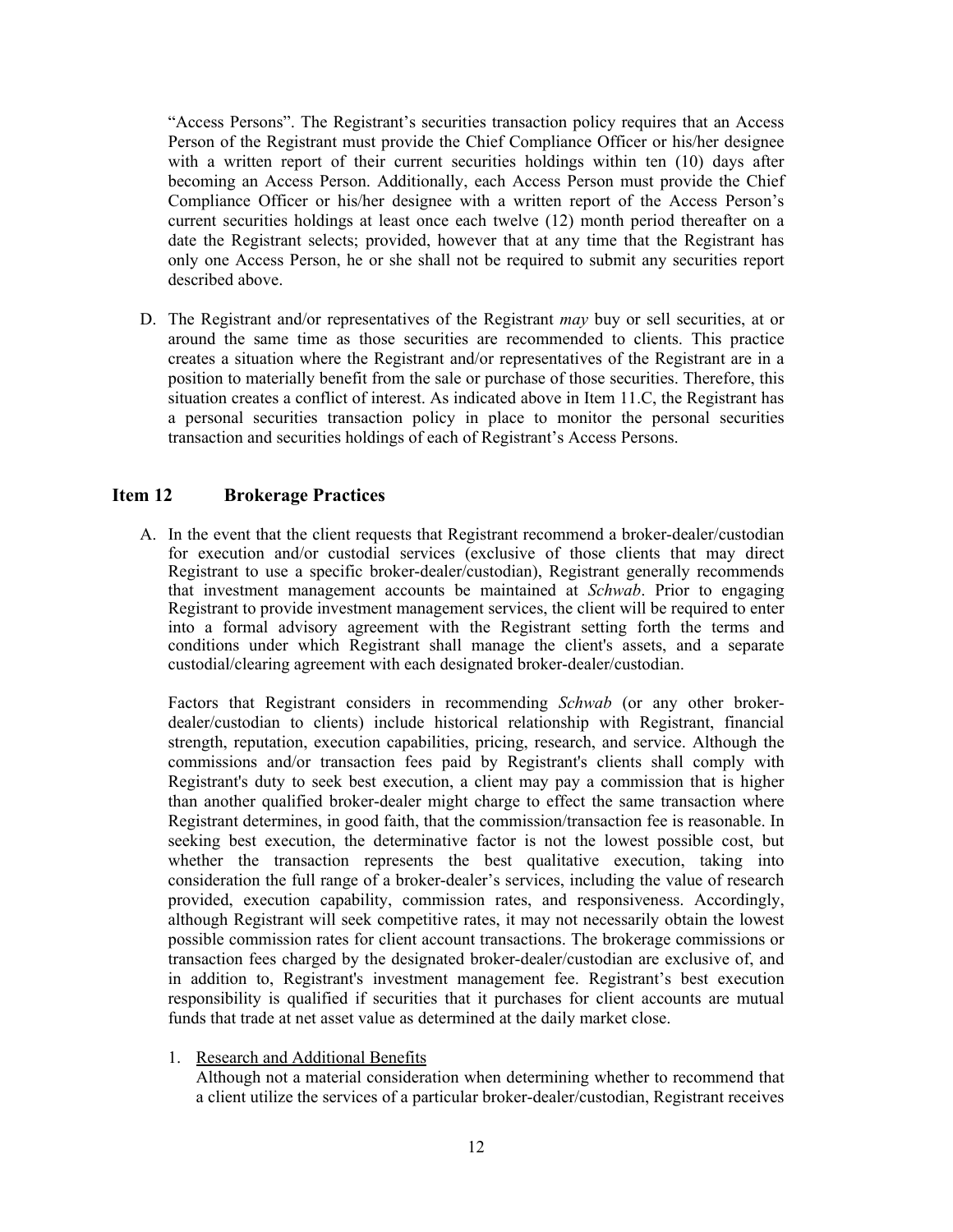"Access Persons". The Registrant's securities transaction policy requires that an Access Person of the Registrant must provide the Chief Compliance Officer or his/her designee with a written report of their current securities holdings within ten (10) days after becoming an Access Person. Additionally, each Access Person must provide the Chief Compliance Officer or his/her designee with a written report of the Access Person's current securities holdings at least once each twelve (12) month period thereafter on a date the Registrant selects; provided, however that at any time that the Registrant has only one Access Person, he or she shall not be required to submit any securities report described above.

D. The Registrant and/or representatives of the Registrant *may* buy or sell securities, at or around the same time as those securities are recommended to clients. This practice creates a situation where the Registrant and/or representatives of the Registrant are in a position to materially benefit from the sale or purchase of those securities. Therefore, this situation creates a conflict of interest. As indicated above in Item 11.C, the Registrant has a personal securities transaction policy in place to monitor the personal securities transaction and securities holdings of each of Registrant's Access Persons.

## Item 12 Brokerage Practices

A. In the event that the client requests that Registrant recommend a broker-dealer/custodian for execution and/or custodial services (exclusive of those clients that may direct Registrant to use a specific broker-dealer/custodian), Registrant generally recommends that investment management accounts be maintained at *Schwab*. Prior to engaging Registrant to provide investment management services, the client will be required to enter into a formal advisory agreement with the Registrant setting forth the terms and conditions under which Registrant shall manage the client's assets, and a separate custodial/clearing agreement with each designated broker-dealer/custodian.

Factors that Registrant considers in recommending *Schwab* (or any other broker-dealer/custodian to clients) include historical relationship with Registrant, financial strength, reputation, execution capabilities, pricing, research, and service. Although the commissions and/or transaction fees paid by Registrant's clients shall comply with Registrant's duty to seek best execution, a client may pay a commission that is higher than another qualified broker-dealer might charge to effect the same transaction where Registrant determines, in good faith, that the commission/transaction fee is reasonable. In seeking best execution, the determinative factor is not the lowest possible cost, but whether the transaction represents the best qualitative execution, taking into consideration the full range of a broker-dealer's services, including the value of research provided, execution capability, commission rates, and responsiveness. Accordingly, although Registrant will seek competitive rates, it may not necessarily obtain the lowest possible commission rates for client account transactions. The brokerage commissions or transaction fees charged by the designated broker-dealer/custodian are exclusive of, and in addition to, Registrant's investment management fee. Registrant's best execution responsibility is qualified if securities that it purchases for client accounts are mutual funds that trade at net asset value as determined at the daily market close.

1. Research and Additional Benefits
   Although not a material consideration when determining whether to recommend that a client utilize the services of a particular broker-dealer/custodian, Registrant receives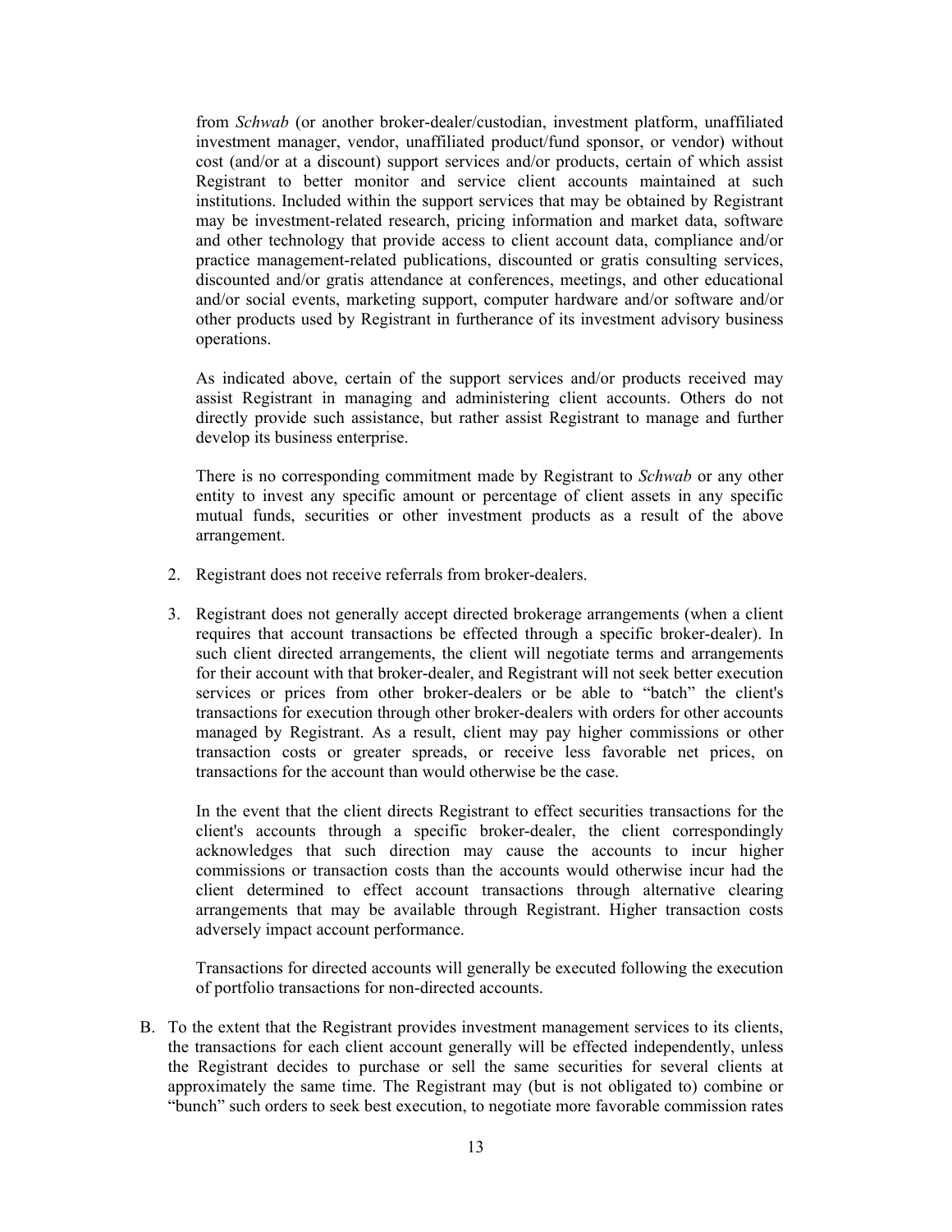from *Schwab* (or another broker-dealer/custodian, investment platform, unaffiliated investment manager, vendor, unaffiliated product/fund sponsor, or vendor) without cost (and/or at a discount) support services and/or products, certain of which assist Registrant to better monitor and service client accounts maintained at such institutions. Included within the support services that may be obtained by Registrant may be investment-related research, pricing information and market data, software and other technology that provide access to client account data, compliance and/or practice management-related publications, discounted or gratis consulting services, discounted and/or gratis attendance at conferences, meetings, and other educational and/or social events, marketing support, computer hardware and/or software and/or other products used by Registrant in furtherance of its investment advisory business operations.

As indicated above, certain of the support services and/or products received may assist Registrant in managing and administering client accounts. Others do not directly provide such assistance, but rather assist Registrant to manage and further develop its business enterprise.

There is no corresponding commitment made by Registrant to *Schwab* or any other entity to invest any specific amount or percentage of client assets in any specific mutual funds, securities or other investment products as a result of the above arrangement.

2. Registrant does not receive referrals from broker-dealers.

3. Registrant does not generally accept directed brokerage arrangements (when a client requires that account transactions be effected through a specific broker-dealer). In such client directed arrangements, the client will negotiate terms and arrangements for their account with that broker-dealer, and Registrant will not seek better execution services or prices from other broker-dealers or be able to "batch" the client's transactions for execution through other broker-dealers with orders for other accounts managed by Registrant. As a result, client may pay higher commissions or other transaction costs or greater spreads, or receive less favorable net prices, on transactions for the account than would otherwise be the case.

   In the event that the client directs Registrant to effect securities transactions for the client's accounts through a specific broker-dealer, the client correspondingly acknowledges that such direction may cause the accounts to incur higher commissions or transaction costs than the accounts would otherwise incur had the client determined to effect account transactions through alternative clearing arrangements that may be available through Registrant. Higher transaction costs adversely impact account performance.

   Transactions for directed accounts will generally be executed following the execution of portfolio transactions for non-directed accounts.

B. To the extent that the Registrant provides investment management services to its clients, the transactions for each client account generally will be effected independently, unless the Registrant decides to purchase or sell the same securities for several clients at approximately the same time. The Registrant may (but is not obligated to) combine or "bunch" such orders to seek best execution, to negotiate more favorable commission rates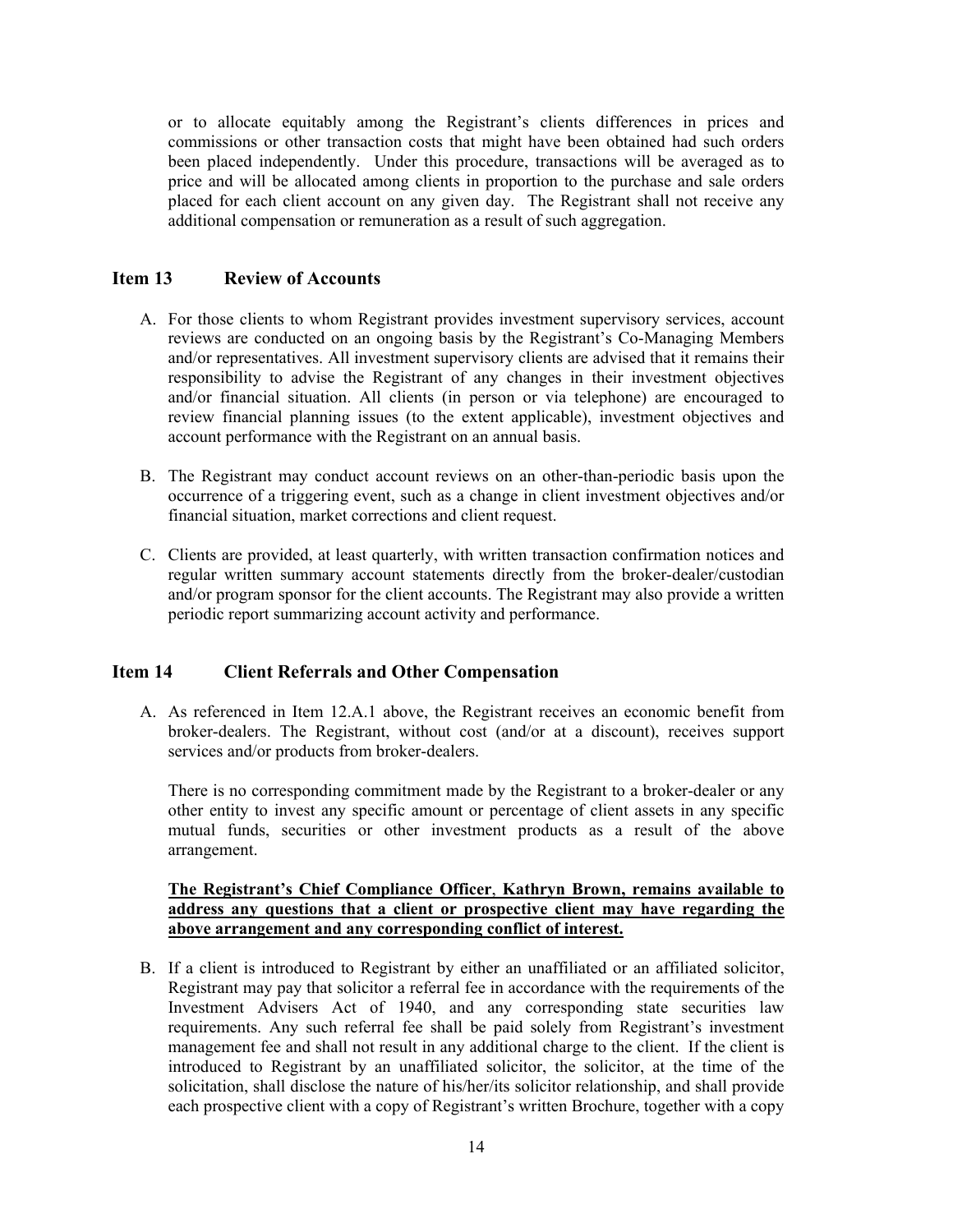or to allocate equitably among the Registrant's clients differences in prices and commissions or other transaction costs that might have been obtained had such orders been placed independently. Under this procedure, transactions will be averaged as to price and will be allocated among clients in proportion to the purchase and sale orders placed for each client account on any given day. The Registrant shall not receive any additional compensation or remuneration as a result of such aggregation.

## Item 13 Review of Accounts

A. For those clients to whom Registrant provides investment supervisory services, account reviews are conducted on an ongoing basis by the Registrant's Co-Managing Members and/or representatives. All investment supervisory clients are advised that it remains their responsibility to advise the Registrant of any changes in their investment objectives and/or financial situation. All clients (in person or via telephone) are encouraged to review financial planning issues (to the extent applicable), investment objectives and account performance with the Registrant on an annual basis.

B. The Registrant may conduct account reviews on an other-than-periodic basis upon the occurrence of a triggering event, such as a change in client investment objectives and/or financial situation, market corrections and client request.

C. Clients are provided, at least quarterly, with written transaction confirmation notices and regular written summary account statements directly from the broker-dealer/custodian and/or program sponsor for the client accounts. The Registrant may also provide a written periodic report summarizing account activity and performance.

## Item 14 Client Referrals and Other Compensation

A. As referenced in Item 12.A.1 above, the Registrant receives an economic benefit from broker-dealers. The Registrant, without cost (and/or at a discount), receives support services and/or products from broker-dealers.

   There is no corresponding commitment made by the Registrant to a broker-dealer or any other entity to invest any specific amount or percentage of client assets in any specific mutual funds, securities or other investment products as a result of the above arrangement.

   **The Registrant's Chief Compliance Officer, Kathryn Brown, remains available to address any questions that a client or prospective client may have regarding the above arrangement and any corresponding conflict of interest.**

B. If a client is introduced to Registrant by either an unaffiliated or an affiliated solicitor, Registrant may pay that solicitor a referral fee in accordance with the requirements of the Investment Advisers Act of 1940, and any corresponding state securities law requirements. Any such referral fee shall be paid solely from Registrant's investment management fee and shall not result in any additional charge to the client. If the client is introduced to Registrant by an unaffiliated solicitor, the solicitor, at the time of the solicitation, shall disclose the nature of his/her/its solicitor relationship, and shall provide each prospective client with a copy of Registrant's written Brochure, together with a copy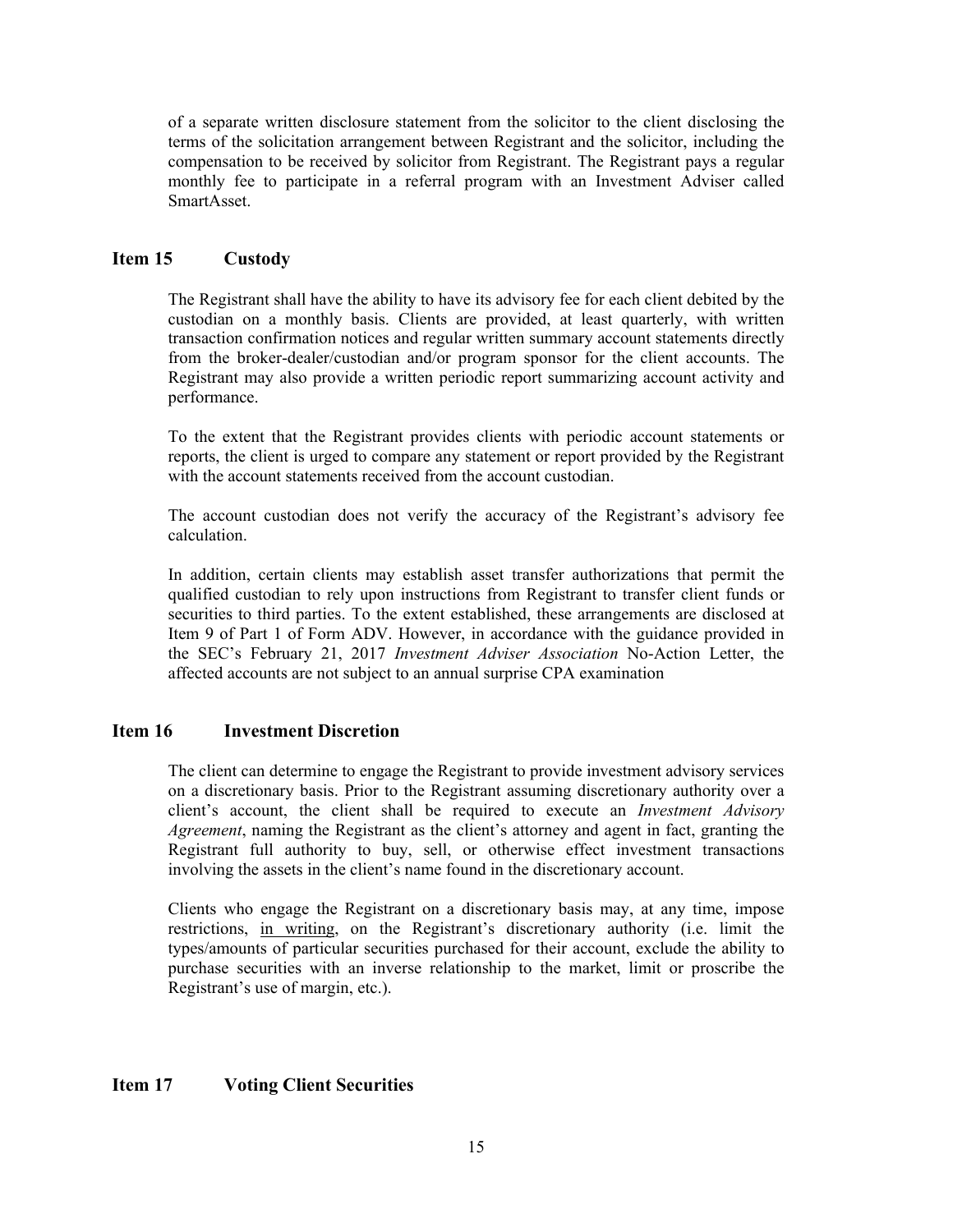of a separate written disclosure statement from the solicitor to the client disclosing the terms of the solicitation arrangement between Registrant and the solicitor, including the compensation to be received by solicitor from Registrant. The Registrant pays a regular monthly fee to participate in a referral program with an Investment Adviser called SmartAsset.

## Item 15 Custody

The Registrant shall have the ability to have its advisory fee for each client debited by the custodian on a monthly basis. Clients are provided, at least quarterly, with written transaction confirmation notices and regular written summary account statements directly from the broker-dealer/custodian and/or program sponsor for the client accounts. The Registrant may also provide a written periodic report summarizing account activity and performance.

To the extent that the Registrant provides clients with periodic account statements or reports, the client is urged to compare any statement or report provided by the Registrant with the account statements received from the account custodian.

The account custodian does not verify the accuracy of the Registrant's advisory fee calculation.

In addition, certain clients may establish asset transfer authorizations that permit the qualified custodian to rely upon instructions from Registrant to transfer client funds or securities to third parties. To the extent established, these arrangements are disclosed at Item 9 of Part 1 of Form ADV. However, in accordance with the guidance provided in the SEC's February 21, 2017 *Investment Adviser Association* No-Action Letter, the affected accounts are not subject to an annual surprise CPA examination

## Item 16 Investment Discretion

The client can determine to engage the Registrant to provide investment advisory services on a discretionary basis. Prior to the Registrant assuming discretionary authority over a client's account, the client shall be required to execute an *Investment Advisory Agreement*, naming the Registrant as the client's attorney and agent in fact, granting the Registrant full authority to buy, sell, or otherwise effect investment transactions involving the assets in the client's name found in the discretionary account.

Clients who engage the Registrant on a discretionary basis may, at any time, impose restrictions, <u>in writing</u>, on the Registrant's discretionary authority (i.e. limit the types/amounts of particular securities purchased for their account, exclude the ability to purchase securities with an inverse relationship to the market, limit or proscribe the Registrant's use of margin, etc.).

## Item 17 Voting Client Securities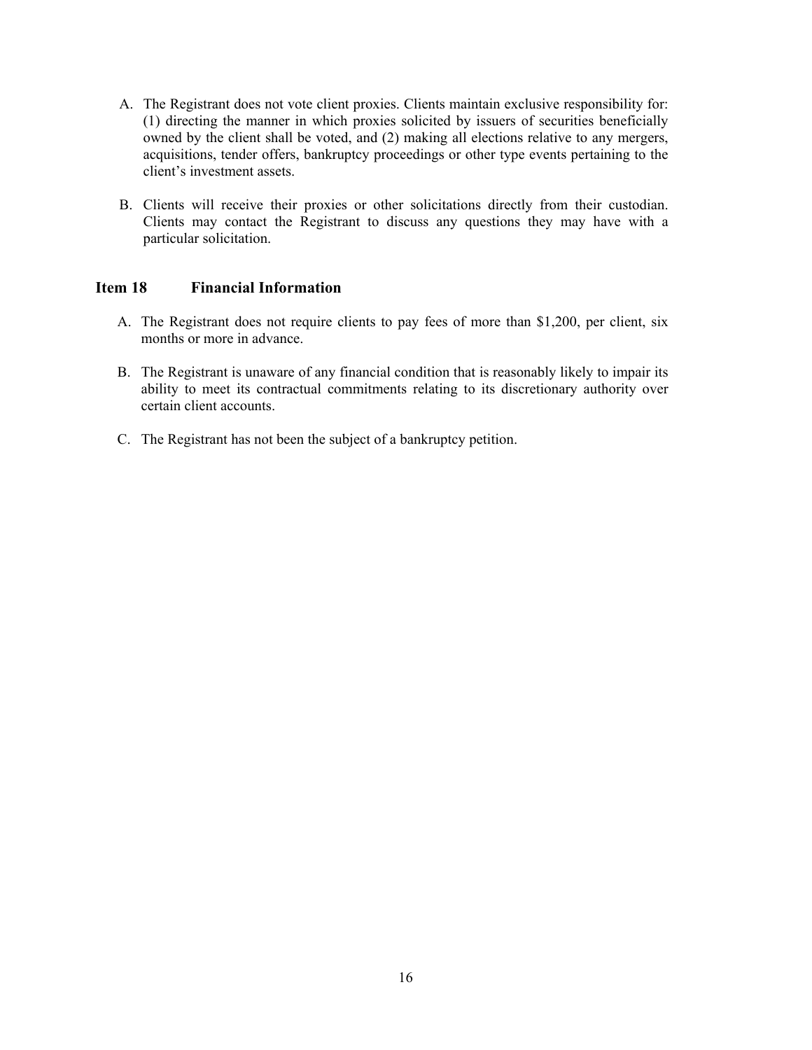A. The Registrant does not vote client proxies. Clients maintain exclusive responsibility for: (1) directing the manner in which proxies solicited by issuers of securities beneficially owned by the client shall be voted, and (2) making all elections relative to any mergers, acquisitions, tender offers, bankruptcy proceedings or other type events pertaining to the client's investment assets.

B. Clients will receive their proxies or other solicitations directly from their custodian. Clients may contact the Registrant to discuss any questions they may have with a particular solicitation.

## Item 18 Financial Information

A. The Registrant does not require clients to pay fees of more than $1,200, per client, six months or more in advance.

B. The Registrant is unaware of any financial condition that is reasonably likely to impair its ability to meet its contractual commitments relating to its discretionary authority over certain client accounts.

C. The Registrant has not been the subject of a bankruptcy petition.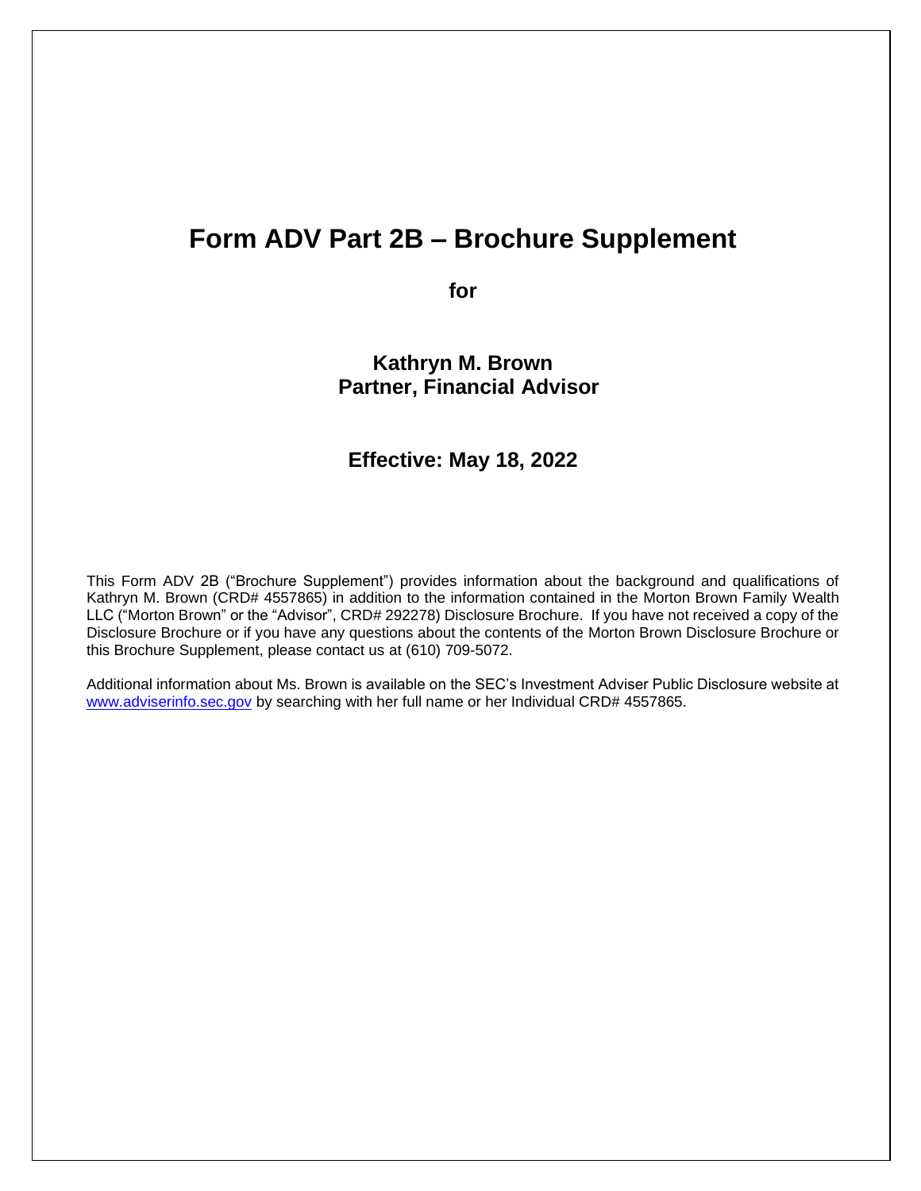# Form ADV Part 2B – Brochure Supplement

**for**

**Kathryn M. Brown**
**Partner, Financial Advisor**

## Effective: May 18, 2022

This Form ADV 2B ("Brochure Supplement") provides information about the background and qualifications of Kathryn M. Brown (CRD# 4557865) in addition to the information contained in the Morton Brown Family Wealth LLC ("Morton Brown" or the "Advisor", CRD# 292278) Disclosure Brochure. If you have not received a copy of the Disclosure Brochure or if you have any questions about the contents of the Morton Brown Disclosure Brochure or this Brochure Supplement, please contact us at (610) 709-5072.

Additional information about Ms. Brown is available on the SEC's Investment Adviser Public Disclosure website at [www.adviserinfo.sec.gov](http://www.adviserinfo.sec.gov) by searching with her full name or her Individual CRD# 4557865.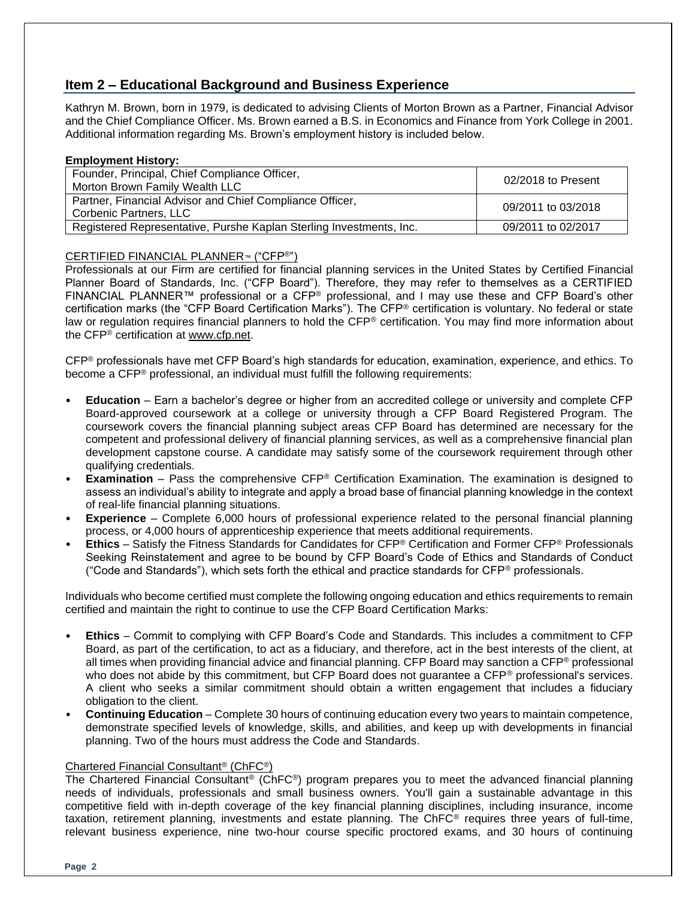## Item 2 – Educational Background and Business Experience

Kathryn M. Brown, born in 1979, is dedicated to advising Clients of Morton Brown as a Partner, Financial Advisor and the Chief Compliance Officer. Ms. Brown earned a B.S. in Economics and Finance from York College in 2001. Additional information regarding Ms. Brown's employment history is included below.

**Employment History:**

| | |
|---|---|
| Founder, Principal, Chief Compliance Officer, Morton Brown Family Wealth LLC | 02/2018 to Present |
| Partner, Financial Advisor and Chief Compliance Officer, Corbenic Partners, LLC | 09/2011 to 03/2018 |
| Registered Representative, Purshe Kaplan Sterling Investments, Inc. | 09/2011 to 02/2017 |

CERTIFIED FINANCIAL PLANNER™ ("CFP®")

Professionals at our Firm are certified for financial planning services in the United States by Certified Financial Planner Board of Standards, Inc. ("CFP Board"). Therefore, they may refer to themselves as a CERTIFIED FINANCIAL PLANNER™ professional or a CFP® professional, and I may use these and CFP Board's other certification marks (the "CFP Board Certification Marks"). The CFP® certification is voluntary. No federal or state law or regulation requires financial planners to hold the CFP® certification. You may find more information about the CFP® certification at www.cfp.net.

CFP® professionals have met CFP Board's high standards for education, examination, experience, and ethics. To become a CFP® professional, an individual must fulfill the following requirements:

- **Education** – Earn a bachelor's degree or higher from an accredited college or university and complete CFP Board-approved coursework at a college or university through a CFP Board Registered Program. The coursework covers the financial planning subject areas CFP Board has determined are necessary for the competent and professional delivery of financial planning services, as well as a comprehensive financial plan development capstone course. A candidate may satisfy some of the coursework requirement through other qualifying credentials.
- **Examination** – Pass the comprehensive CFP® Certification Examination. The examination is designed to assess an individual's ability to integrate and apply a broad base of financial planning knowledge in the context of real-life financial planning situations.
- **Experience** – Complete 6,000 hours of professional experience related to the personal financial planning process, or 4,000 hours of apprenticeship experience that meets additional requirements.
- **Ethics** – Satisfy the Fitness Standards for Candidates for CFP® Certification and Former CFP® Professionals Seeking Reinstatement and agree to be bound by CFP Board's Code of Ethics and Standards of Conduct ("Code and Standards"), which sets forth the ethical and practice standards for CFP® professionals.

Individuals who become certified must complete the following ongoing education and ethics requirements to remain certified and maintain the right to continue to use the CFP Board Certification Marks:

- **Ethics** – Commit to complying with CFP Board's Code and Standards. This includes a commitment to CFP Board, as part of the certification, to act as a fiduciary, and therefore, act in the best interests of the client, at all times when providing financial advice and financial planning. CFP Board may sanction a CFP® professional who does not abide by this commitment, but CFP Board does not guarantee a CFP® professional's services. A client who seeks a similar commitment should obtain a written engagement that includes a fiduciary obligation to the client.
- **Continuing Education** – Complete 30 hours of continuing education every two years to maintain competence, demonstrate specified levels of knowledge, skills, and abilities, and keep up with developments in financial planning. Two of the hours must address the Code and Standards.

Chartered Financial Consultant® (ChFC®)

The Chartered Financial Consultant® (ChFC®) program prepares you to meet the advanced financial planning needs of individuals, professionals and small business owners. You'll gain a sustainable advantage in this competitive field with in-depth coverage of the key financial planning disciplines, including insurance, income taxation, retirement planning, investments and estate planning. The ChFC® requires three years of full-time, relevant business experience, nine two-hour course specific proctored exams, and 30 hours of continuing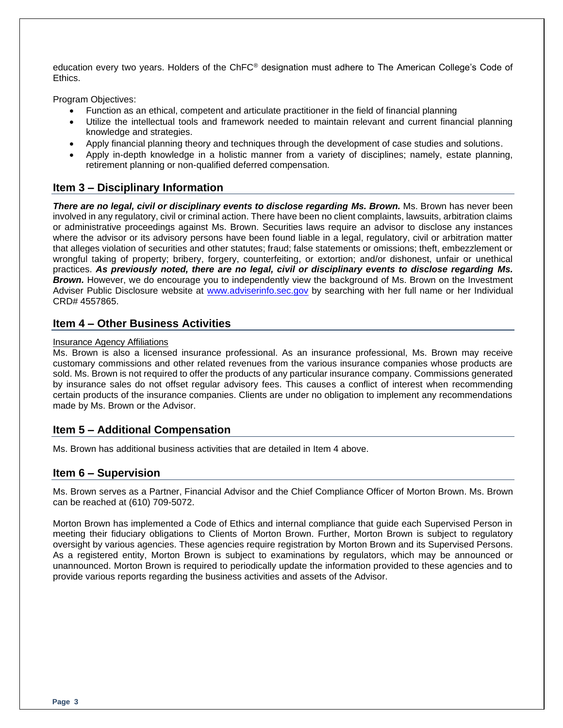education every two years. Holders of the ChFC® designation must adhere to The American College's Code of Ethics.

Program Objectives:

- Function as an ethical, competent and articulate practitioner in the field of financial planning
- Utilize the intellectual tools and framework needed to maintain relevant and current financial planning knowledge and strategies.
- Apply financial planning theory and techniques through the development of case studies and solutions.
- Apply in-depth knowledge in a holistic manner from a variety of disciplines; namely, estate planning, retirement planning or non-qualified deferred compensation.

## Item 3 – Disciplinary Information

***There are no legal, civil or disciplinary events to disclose regarding Ms. Brown.*** Ms. Brown has never been involved in any regulatory, civil or criminal action. There have been no client complaints, lawsuits, arbitration claims or administrative proceedings against Ms. Brown. Securities laws require an advisor to disclose any instances where the advisor or its advisory persons have been found liable in a legal, regulatory, civil or arbitration matter that alleges violation of securities and other statutes; fraud; false statements or omissions; theft, embezzlement or wrongful taking of property; bribery, forgery, counterfeiting, or extortion; and/or dishonest, unfair or unethical practices. ***As previously noted, there are no legal, civil or disciplinary events to disclose regarding Ms. Brown.*** However, we do encourage you to independently view the background of Ms. Brown on the Investment Adviser Public Disclosure website at [www.adviserinfo.sec.gov](http://www.adviserinfo.sec.gov) by searching with her full name or her Individual CRD# 4557865.

## Item 4 – Other Business Activities

Insurance Agency Affiliations

Ms. Brown is also a licensed insurance professional. As an insurance professional, Ms. Brown may receive customary commissions and other related revenues from the various insurance companies whose products are sold. Ms. Brown is not required to offer the products of any particular insurance company. Commissions generated by insurance sales do not offset regular advisory fees. This causes a conflict of interest when recommending certain products of the insurance companies. Clients are under no obligation to implement any recommendations made by Ms. Brown or the Advisor.

## Item 5 – Additional Compensation

Ms. Brown has additional business activities that are detailed in Item 4 above.

## Item 6 – Supervision

Ms. Brown serves as a Partner, Financial Advisor and the Chief Compliance Officer of Morton Brown. Ms. Brown can be reached at (610) 709-5072.

Morton Brown has implemented a Code of Ethics and internal compliance that guide each Supervised Person in meeting their fiduciary obligations to Clients of Morton Brown. Further, Morton Brown is subject to regulatory oversight by various agencies. These agencies require registration by Morton Brown and its Supervised Persons. As a registered entity, Morton Brown is subject to examinations by regulators, which may be announced or unannounced. Morton Brown is required to periodically update the information provided to these agencies and to provide various reports regarding the business activities and assets of the Advisor.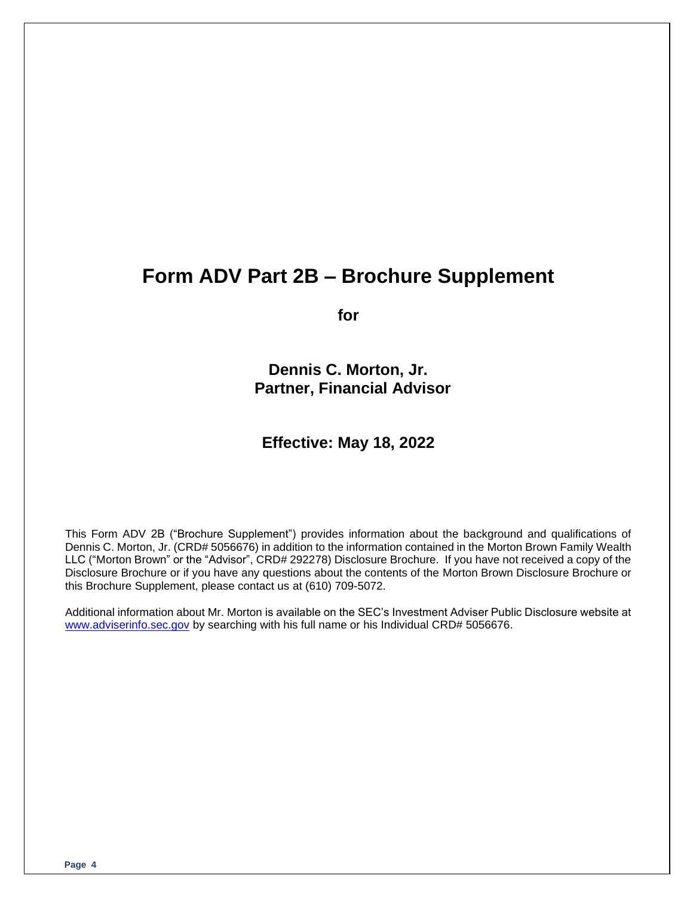# Form ADV Part 2B – Brochure Supplement

**for**

**Dennis C. Morton, Jr.**
**Partner, Financial Advisor**

**Effective: May 18, 2022**

This Form ADV 2B ("Brochure Supplement") provides information about the background and qualifications of Dennis C. Morton, Jr. (CRD# 5056676) in addition to the information contained in the Morton Brown Family Wealth LLC ("Morton Brown" or the "Advisor", CRD# 292278) Disclosure Brochure. If you have not received a copy of the Disclosure Brochure or if you have any questions about the contents of the Morton Brown Disclosure Brochure or this Brochure Supplement, please contact us at (610) 709-5072.

Additional information about Mr. Morton is available on the SEC's Investment Adviser Public Disclosure website at www.adviserinfo.sec.gov by searching with his full name or his Individual CRD# 5056676.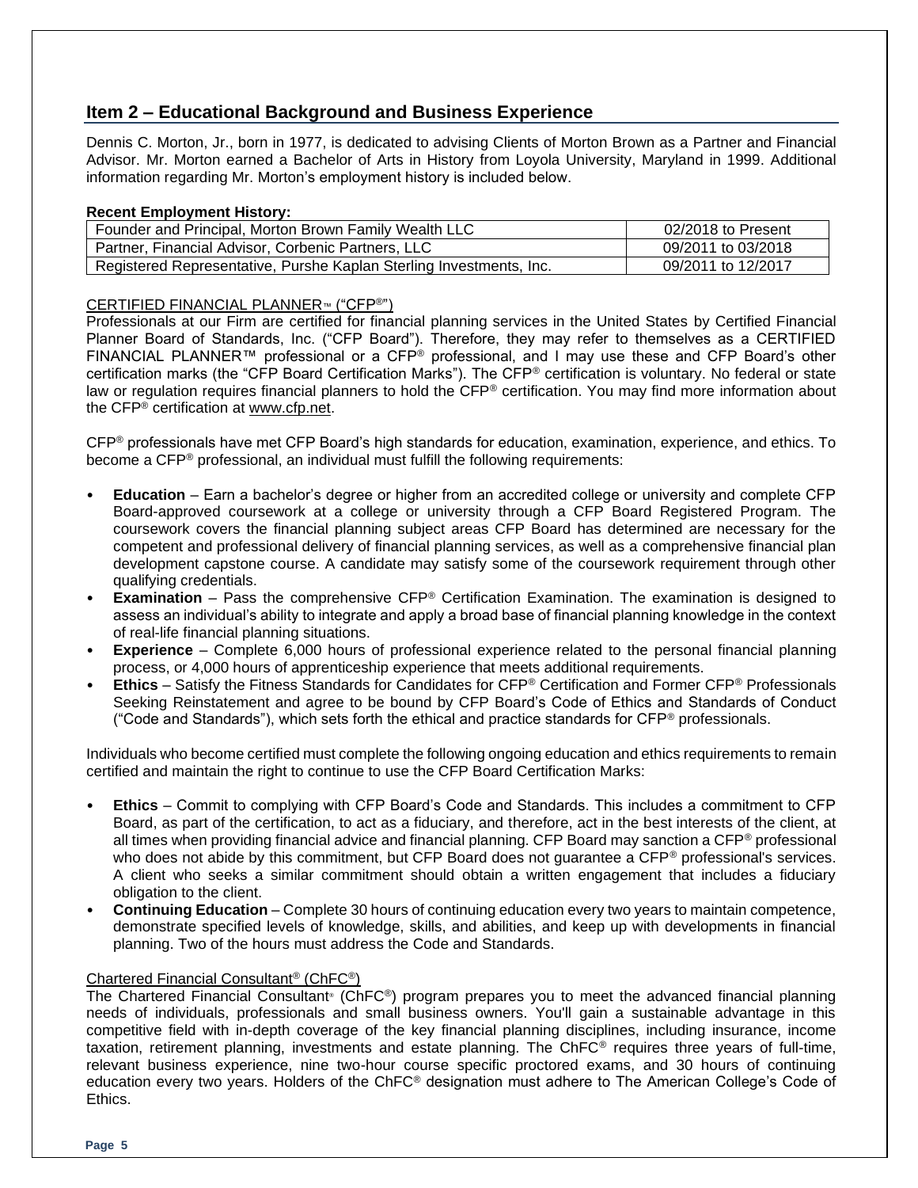## Item 2 – Educational Background and Business Experience

Dennis C. Morton, Jr., born in 1977, is dedicated to advising Clients of Morton Brown as a Partner and Financial Advisor. Mr. Morton earned a Bachelor of Arts in History from Loyola University, Maryland in 1999. Additional information regarding Mr. Morton's employment history is included below.

**Recent Employment History:**

| | |
|---|---|
| Founder and Principal, Morton Brown Family Wealth LLC | 02/2018 to Present |
| Partner, Financial Advisor, Corbenic Partners, LLC | 09/2011 to 03/2018 |
| Registered Representative, Purshe Kaplan Sterling Investments, Inc. | 09/2011 to 12/2017 |

CERTIFIED FINANCIAL PLANNER™ ("CFP®")

Professionals at our Firm are certified for financial planning services in the United States by Certified Financial Planner Board of Standards, Inc. ("CFP Board"). Therefore, they may refer to themselves as a CERTIFIED FINANCIAL PLANNER™ professional or a CFP® professional, and I may use these and CFP Board's other certification marks (the "CFP Board Certification Marks"). The CFP® certification is voluntary. No federal or state law or regulation requires financial planners to hold the CFP® certification. You may find more information about the CFP® certification at www.cfp.net.

CFP® professionals have met CFP Board's high standards for education, examination, experience, and ethics. To become a CFP® professional, an individual must fulfill the following requirements:

- **Education** – Earn a bachelor's degree or higher from an accredited college or university and complete CFP Board-approved coursework at a college or university through a CFP Board Registered Program. The coursework covers the financial planning subject areas CFP Board has determined are necessary for the competent and professional delivery of financial planning services, as well as a comprehensive financial plan development capstone course. A candidate may satisfy some of the coursework requirement through other qualifying credentials.
- **Examination** – Pass the comprehensive CFP® Certification Examination. The examination is designed to assess an individual's ability to integrate and apply a broad base of financial planning knowledge in the context of real-life financial planning situations.
- **Experience** – Complete 6,000 hours of professional experience related to the personal financial planning process, or 4,000 hours of apprenticeship experience that meets additional requirements.
- **Ethics** – Satisfy the Fitness Standards for Candidates for CFP® Certification and Former CFP® Professionals Seeking Reinstatement and agree to be bound by CFP Board's Code of Ethics and Standards of Conduct ("Code and Standards"), which sets forth the ethical and practice standards for CFP® professionals.

Individuals who become certified must complete the following ongoing education and ethics requirements to remain certified and maintain the right to continue to use the CFP Board Certification Marks:

- **Ethics** – Commit to complying with CFP Board's Code and Standards. This includes a commitment to CFP Board, as part of the certification, to act as a fiduciary, and therefore, act in the best interests of the client, at all times when providing financial advice and financial planning. CFP Board may sanction a CFP® professional who does not abide by this commitment, but CFP Board does not guarantee a CFP® professional's services. A client who seeks a similar commitment should obtain a written engagement that includes a fiduciary obligation to the client.
- **Continuing Education** – Complete 30 hours of continuing education every two years to maintain competence, demonstrate specified levels of knowledge, skills, and abilities, and keep up with developments in financial planning. Two of the hours must address the Code and Standards.

Chartered Financial Consultant® (ChFC®)

The Chartered Financial Consultant® (ChFC®) program prepares you to meet the advanced financial planning needs of individuals, professionals and small business owners. You'll gain a sustainable advantage in this competitive field with in-depth coverage of the key financial planning disciplines, including insurance, income taxation, retirement planning, investments and estate planning. The ChFC® requires three years of full-time, relevant business experience, nine two-hour course specific proctored exams, and 30 hours of continuing education every two years. Holders of the ChFC® designation must adhere to The American College's Code of Ethics.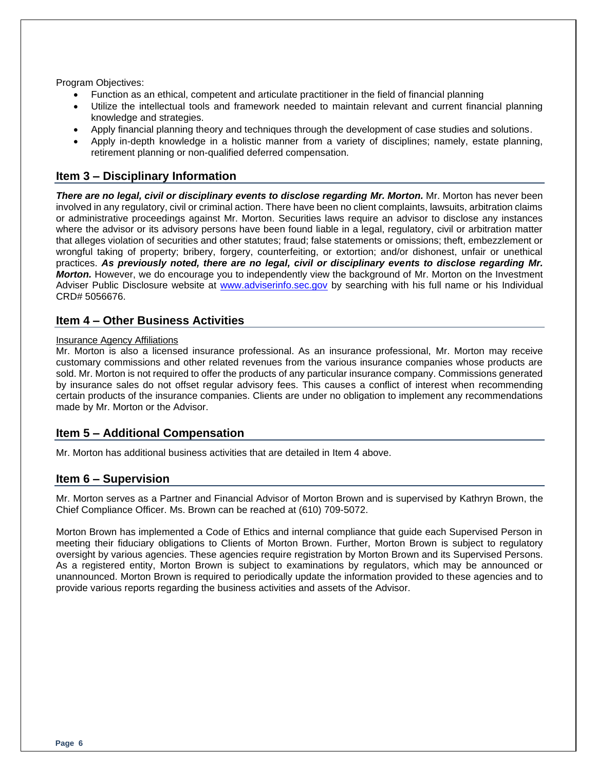Program Objectives:

- Function as an ethical, competent and articulate practitioner in the field of financial planning
- Utilize the intellectual tools and framework needed to maintain relevant and current financial planning knowledge and strategies.
- Apply financial planning theory and techniques through the development of case studies and solutions.
- Apply in-depth knowledge in a holistic manner from a variety of disciplines; namely, estate planning, retirement planning or non-qualified deferred compensation.

## Item 3 – Disciplinary Information

***There are no legal, civil or disciplinary events to disclose regarding Mr. Morton.*** Mr. Morton has never been involved in any regulatory, civil or criminal action. There have been no client complaints, lawsuits, arbitration claims or administrative proceedings against Mr. Morton. Securities laws require an advisor to disclose any instances where the advisor or its advisory persons have been found liable in a legal, regulatory, civil or arbitration matter that alleges violation of securities and other statutes; fraud; false statements or omissions; theft, embezzlement or wrongful taking of property; bribery, forgery, counterfeiting, or extortion; and/or dishonest, unfair or unethical practices. ***As previously noted, there are no legal, civil or disciplinary events to disclose regarding Mr. Morton.*** However, we do encourage you to independently view the background of Mr. Morton on the Investment Adviser Public Disclosure website at [www.adviserinfo.sec.gov](http://www.adviserinfo.sec.gov) by searching with his full name or his Individual CRD# 5056676.

## Item 4 – Other Business Activities

Insurance Agency Affiliations

Mr. Morton is also a licensed insurance professional. As an insurance professional, Mr. Morton may receive customary commissions and other related revenues from the various insurance companies whose products are sold. Mr. Morton is not required to offer the products of any particular insurance company. Commissions generated by insurance sales do not offset regular advisory fees. This causes a conflict of interest when recommending certain products of the insurance companies. Clients are under no obligation to implement any recommendations made by Mr. Morton or the Advisor.

## Item 5 – Additional Compensation

Mr. Morton has additional business activities that are detailed in Item 4 above.

## Item 6 – Supervision

Mr. Morton serves as a Partner and Financial Advisor of Morton Brown and is supervised by Kathryn Brown, the Chief Compliance Officer. Ms. Brown can be reached at (610) 709-5072.

Morton Brown has implemented a Code of Ethics and internal compliance that guide each Supervised Person in meeting their fiduciary obligations to Clients of Morton Brown. Further, Morton Brown is subject to regulatory oversight by various agencies. These agencies require registration by Morton Brown and its Supervised Persons. As a registered entity, Morton Brown is subject to examinations by regulators, which may be announced or unannounced. Morton Brown is required to periodically update the information provided to these agencies and to provide various reports regarding the business activities and assets of the Advisor.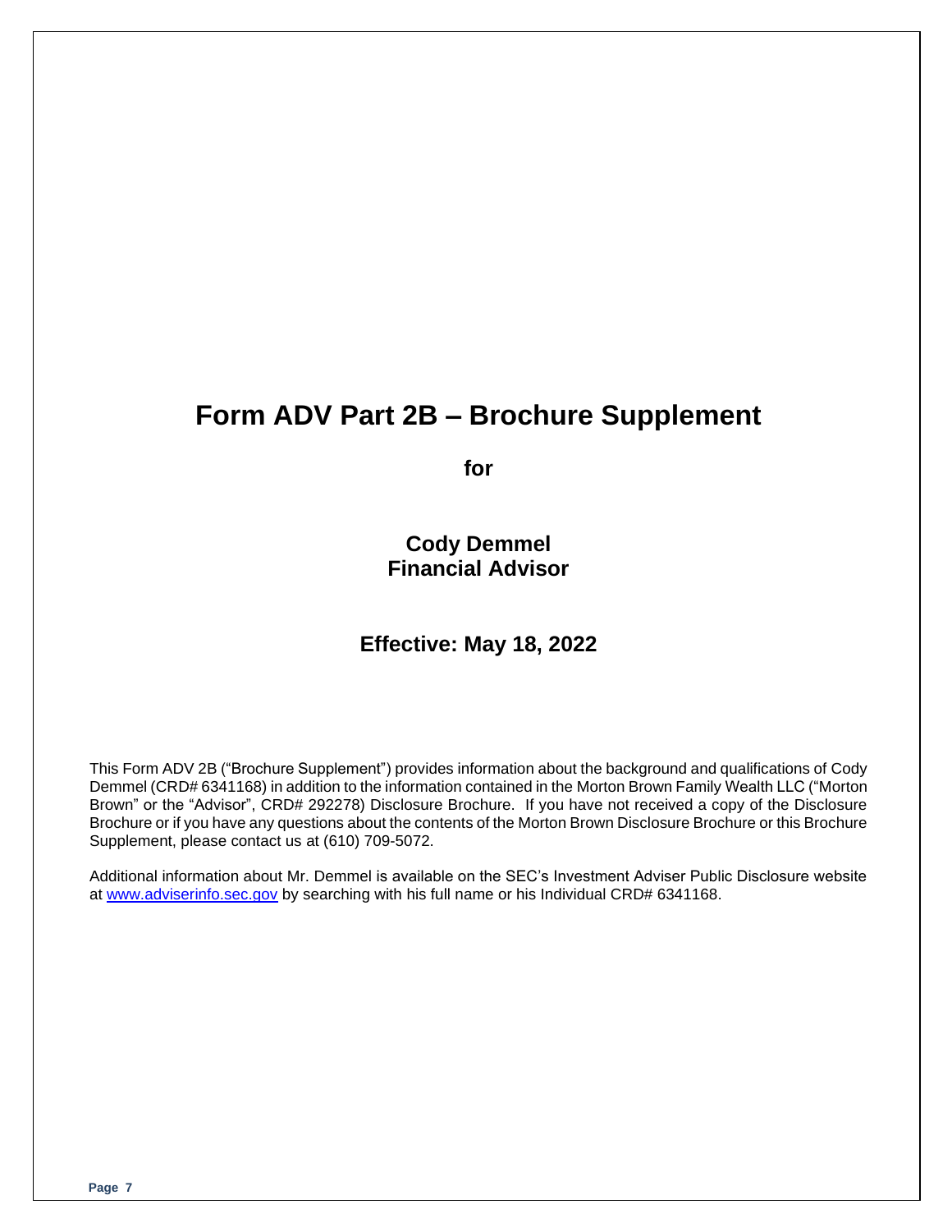# Form ADV Part 2B – Brochure Supplement

**for**

**Cody Demmel**
**Financial Advisor**

**Effective: May 18, 2022**

This Form ADV 2B ("Brochure Supplement") provides information about the background and qualifications of Cody Demmel (CRD# 6341168) in addition to the information contained in the Morton Brown Family Wealth LLC ("Morton Brown" or the "Advisor", CRD# 292278) Disclosure Brochure. If you have not received a copy of the Disclosure Brochure or if you have any questions about the contents of the Morton Brown Disclosure Brochure or this Brochure Supplement, please contact us at (610) 709-5072.

Additional information about Mr. Demmel is available on the SEC's Investment Adviser Public Disclosure website at www.adviserinfo.sec.gov by searching with his full name or his Individual CRD# 6341168.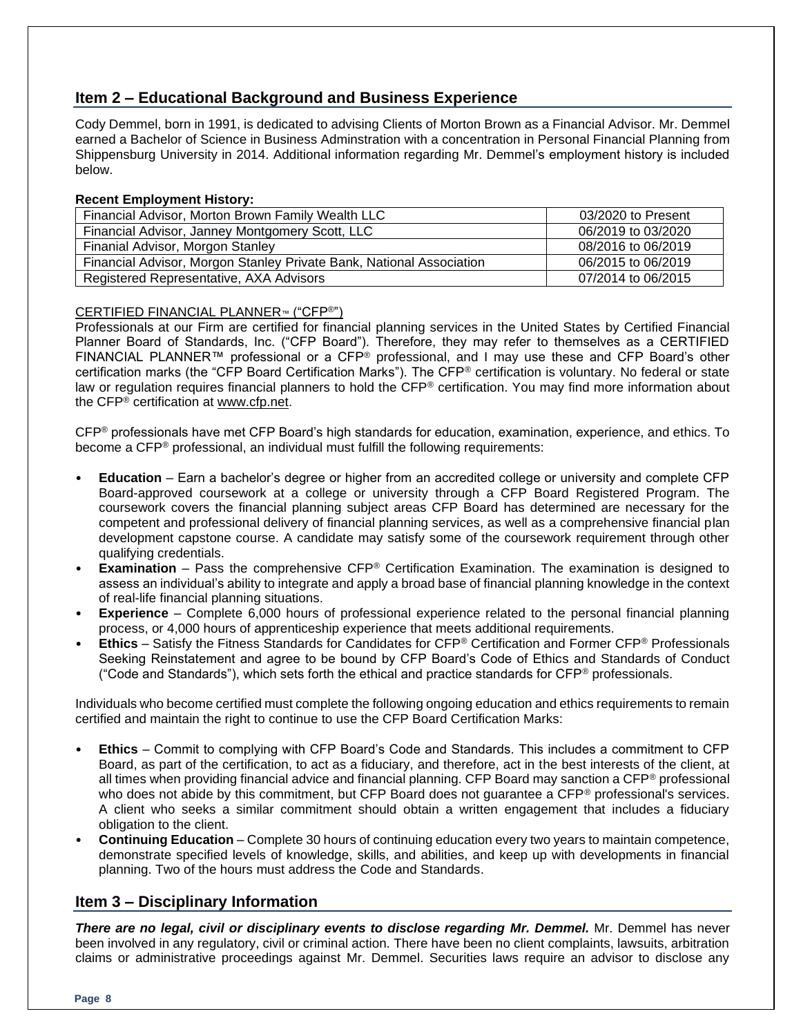## Item 2 – Educational Background and Business Experience

Cody Demmel, born in 1991, is dedicated to advising Clients of Morton Brown as a Financial Advisor. Mr. Demmel earned a Bachelor of Science in Business Adminstration with a concentration in Personal Financial Planning from Shippensburg University in 2014. Additional information regarding Mr. Demmel's employment history is included below.

**Recent Employment History:**

| | |
|---|---|
| Financial Advisor, Morton Brown Family Wealth LLC | 03/2020 to Present |
| Financial Advisor, Janney Montgomery Scott, LLC | 06/2019 to 03/2020 |
| Finanial Advisor, Morgon Stanley | 08/2016 to 06/2019 |
| Financial Advisor, Morgon Stanley Private Bank, National Association | 06/2015 to 06/2019 |
| Registered Representative, AXA Advisors | 07/2014 to 06/2015 |

CERTIFIED FINANCIAL PLANNER™ ("CFP®")

Professionals at our Firm are certified for financial planning services in the United States by Certified Financial Planner Board of Standards, Inc. ("CFP Board"). Therefore, they may refer to themselves as a CERTIFIED FINANCIAL PLANNER™ professional or a CFP® professional, and I may use these and CFP Board's other certification marks (the "CFP Board Certification Marks"). The CFP® certification is voluntary. No federal or state law or regulation requires financial planners to hold the CFP® certification. You may find more information about the CFP® certification at www.cfp.net.

CFP® professionals have met CFP Board's high standards for education, examination, experience, and ethics. To become a CFP® professional, an individual must fulfill the following requirements:

- **Education** – Earn a bachelor's degree or higher from an accredited college or university and complete CFP Board-approved coursework at a college or university through a CFP Board Registered Program. The coursework covers the financial planning subject areas CFP Board has determined are necessary for the competent and professional delivery of financial planning services, as well as a comprehensive financial plan development capstone course. A candidate may satisfy some of the coursework requirement through other qualifying credentials.
- **Examination** – Pass the comprehensive CFP® Certification Examination. The examination is designed to assess an individual's ability to integrate and apply a broad base of financial planning knowledge in the context of real-life financial planning situations.
- **Experience** – Complete 6,000 hours of professional experience related to the personal financial planning process, or 4,000 hours of apprenticeship experience that meets additional requirements.
- **Ethics** – Satisfy the Fitness Standards for Candidates for CFP® Certification and Former CFP® Professionals Seeking Reinstatement and agree to be bound by CFP Board's Code of Ethics and Standards of Conduct ("Code and Standards"), which sets forth the ethical and practice standards for CFP® professionals.

Individuals who become certified must complete the following ongoing education and ethics requirements to remain certified and maintain the right to continue to use the CFP Board Certification Marks:

- **Ethics** – Commit to complying with CFP Board's Code and Standards. This includes a commitment to CFP Board, as part of the certification, to act as a fiduciary, and therefore, act in the best interests of the client, at all times when providing financial advice and financial planning. CFP Board may sanction a CFP® professional who does not abide by this commitment, but CFP Board does not guarantee a CFP® professional's services. A client who seeks a similar commitment should obtain a written engagement that includes a fiduciary obligation to the client.
- **Continuing Education** – Complete 30 hours of continuing education every two years to maintain competence, demonstrate specified levels of knowledge, skills, and abilities, and keep up with developments in financial planning. Two of the hours must address the Code and Standards.

## Item 3 – Disciplinary Information

***There are no legal, civil or disciplinary events to disclose regarding Mr. Demmel.*** Mr. Demmel has never been involved in any regulatory, civil or criminal action. There have been no client complaints, lawsuits, arbitration claims or administrative proceedings against Mr. Demmel. Securities laws require an advisor to disclose any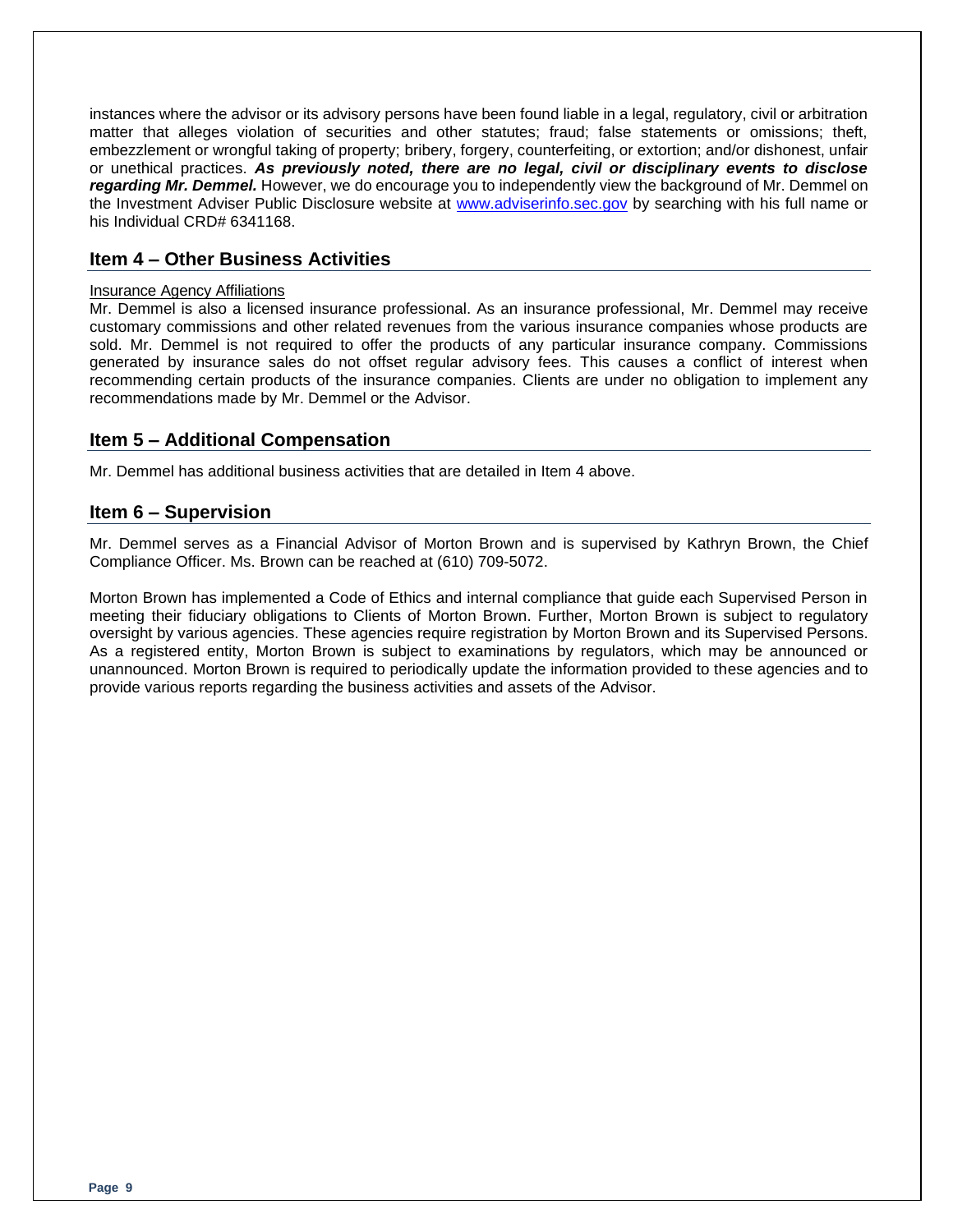instances where the advisor or its advisory persons have been found liable in a legal, regulatory, civil or arbitration matter that alleges violation of securities and other statutes; fraud; false statements or omissions; theft, embezzlement or wrongful taking of property; bribery, forgery, counterfeiting, or extortion; and/or dishonest, unfair or unethical practices. ***As previously noted, there are no legal, civil or disciplinary events to disclose regarding Mr. Demmel.*** However, we do encourage you to independently view the background of Mr. Demmel on the Investment Adviser Public Disclosure website at [www.adviserinfo.sec.gov](http://www.adviserinfo.sec.gov) by searching with his full name or his Individual CRD# 6341168.

## Item 4 – Other Business Activities

Insurance Agency Affiliations

Mr. Demmel is also a licensed insurance professional. As an insurance professional, Mr. Demmel may receive customary commissions and other related revenues from the various insurance companies whose products are sold. Mr. Demmel is not required to offer the products of any particular insurance company. Commissions generated by insurance sales do not offset regular advisory fees. This causes a conflict of interest when recommending certain products of the insurance companies. Clients are under no obligation to implement any recommendations made by Mr. Demmel or the Advisor.

## Item 5 – Additional Compensation

Mr. Demmel has additional business activities that are detailed in Item 4 above.

## Item 6 – Supervision

Mr. Demmel serves as a Financial Advisor of Morton Brown and is supervised by Kathryn Brown, the Chief Compliance Officer. Ms. Brown can be reached at (610) 709-5072.

Morton Brown has implemented a Code of Ethics and internal compliance that guide each Supervised Person in meeting their fiduciary obligations to Clients of Morton Brown. Further, Morton Brown is subject to regulatory oversight by various agencies. These agencies require registration by Morton Brown and its Supervised Persons. As a registered entity, Morton Brown is subject to examinations by regulators, which may be announced or unannounced. Morton Brown is required to periodically update the information provided to these agencies and to provide various reports regarding the business activities and assets of the Advisor.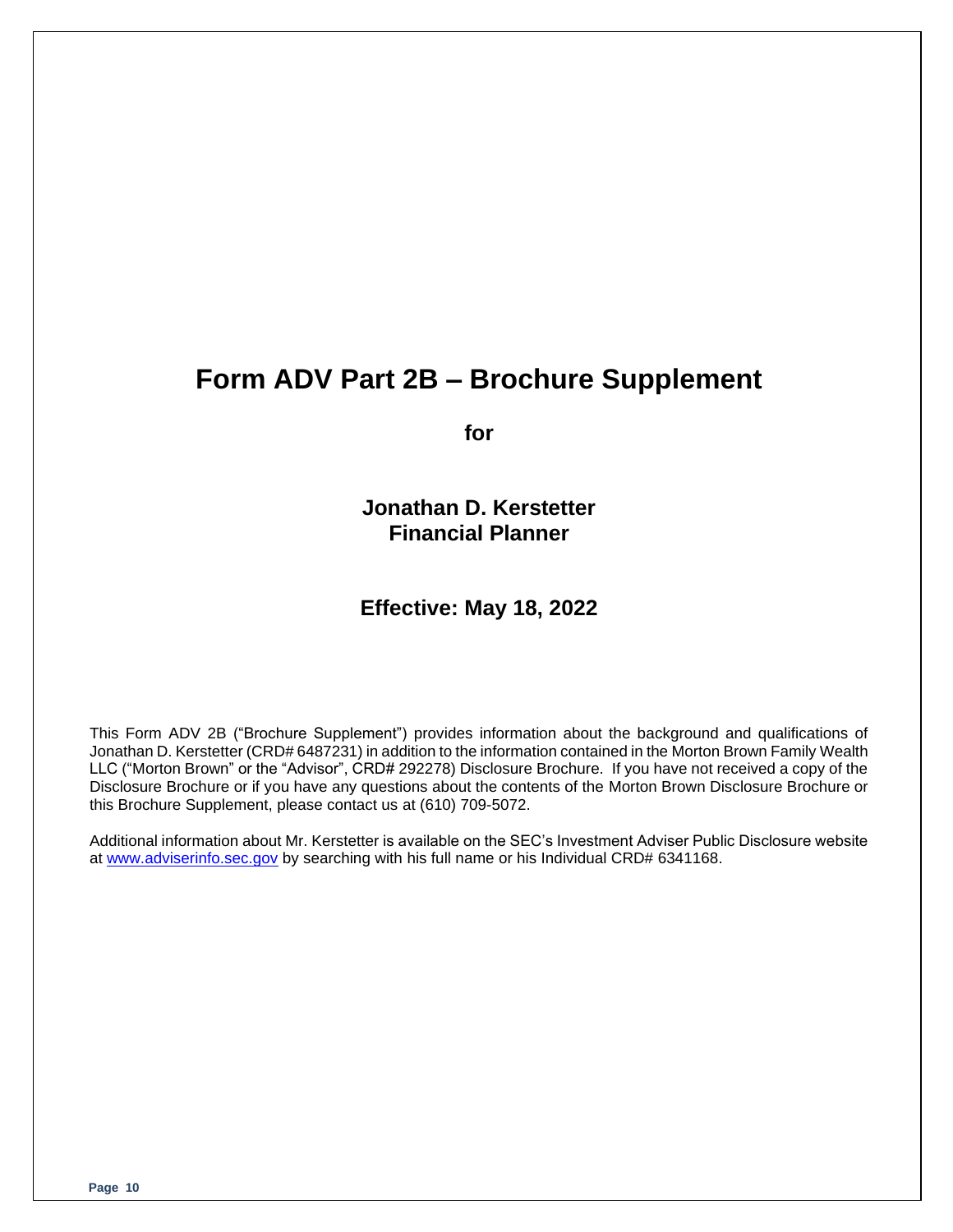# Form ADV Part 2B – Brochure Supplement

**for**

**Jonathan D. Kerstetter**
**Financial Planner**

**Effective: May 18, 2022**

This Form ADV 2B ("Brochure Supplement") provides information about the background and qualifications of Jonathan D. Kerstetter (CRD# 6487231) in addition to the information contained in the Morton Brown Family Wealth LLC ("Morton Brown" or the "Advisor", CRD# 292278) Disclosure Brochure. If you have not received a copy of the Disclosure Brochure or if you have any questions about the contents of the Morton Brown Disclosure Brochure or this Brochure Supplement, please contact us at (610) 709-5072.

Additional information about Mr. Kerstetter is available on the SEC's Investment Adviser Public Disclosure website at [www.adviserinfo.sec.gov](http://www.adviserinfo.sec.gov) by searching with his full name or his Individual CRD# 6341168.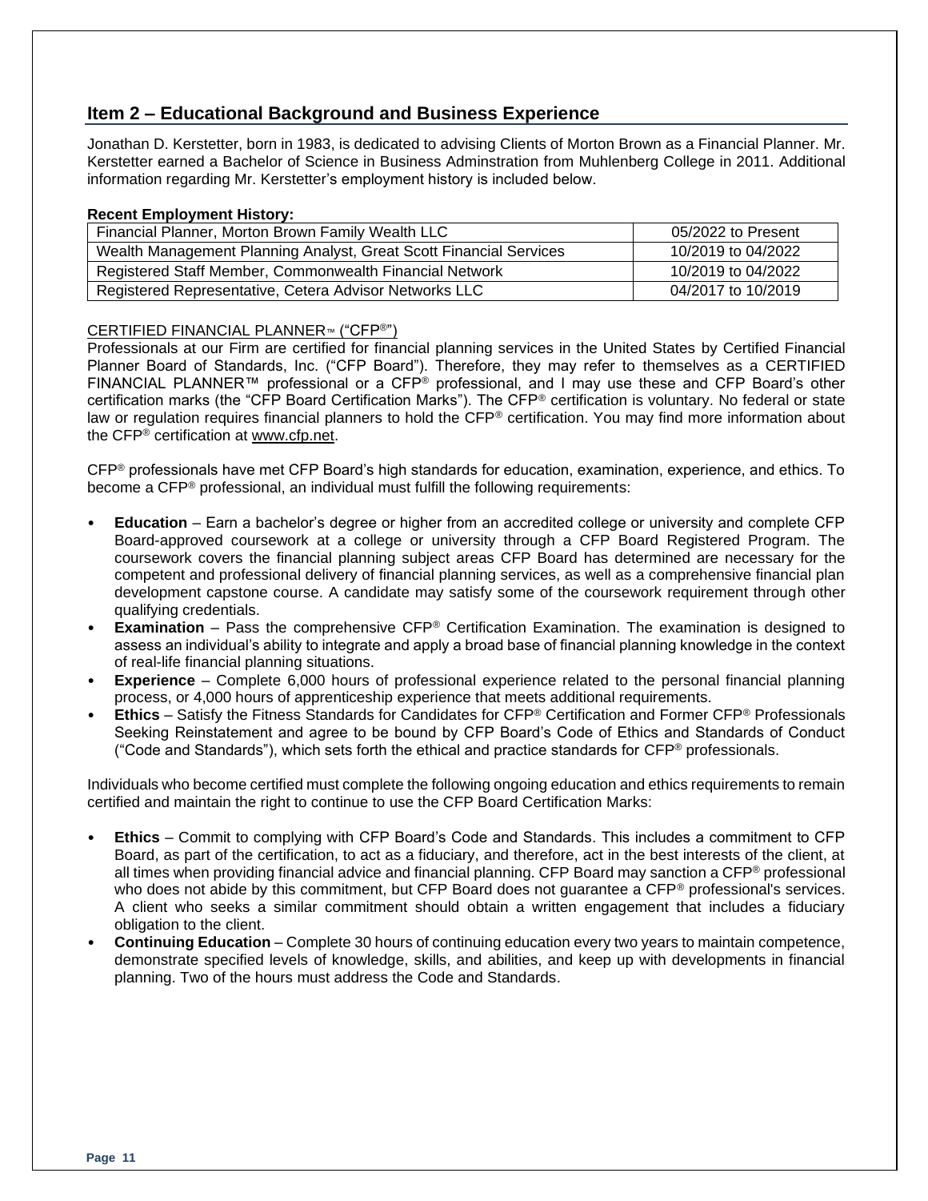## Item 2 – Educational Background and Business Experience

Jonathan D. Kerstetter, born in 1983, is dedicated to advising Clients of Morton Brown as a Financial Planner. Mr. Kerstetter earned a Bachelor of Science in Business Adminstration from Muhlenberg College in 2011. Additional information regarding Mr. Kerstetter's employment history is included below.

**Recent Employment History:**

| | |
|---|---|
| Financial Planner, Morton Brown Family Wealth LLC | 05/2022 to Present |
| Wealth Management Planning Analyst, Great Scott Financial Services | 10/2019 to 04/2022 |
| Registered Staff Member, Commonwealth Financial Network | 10/2019 to 04/2022 |
| Registered Representative, Cetera Advisor Networks LLC | 04/2017 to 10/2019 |

CERTIFIED FINANCIAL PLANNER™ ("CFP®")

Professionals at our Firm are certified for financial planning services in the United States by Certified Financial Planner Board of Standards, Inc. ("CFP Board"). Therefore, they may refer to themselves as a CERTIFIED FINANCIAL PLANNER™ professional or a CFP® professional, and I may use these and CFP Board's other certification marks (the "CFP Board Certification Marks"). The CFP® certification is voluntary. No federal or state law or regulation requires financial planners to hold the CFP® certification. You may find more information about the CFP® certification at www.cfp.net.

CFP® professionals have met CFP Board's high standards for education, examination, experience, and ethics. To become a CFP® professional, an individual must fulfill the following requirements:

- **Education** – Earn a bachelor's degree or higher from an accredited college or university and complete CFP Board-approved coursework at a college or university through a CFP Board Registered Program. The coursework covers the financial planning subject areas CFP Board has determined are necessary for the competent and professional delivery of financial planning services, as well as a comprehensive financial plan development capstone course. A candidate may satisfy some of the coursework requirement through other qualifying credentials.
- **Examination** – Pass the comprehensive CFP® Certification Examination. The examination is designed to assess an individual's ability to integrate and apply a broad base of financial planning knowledge in the context of real-life financial planning situations.
- **Experience** – Complete 6,000 hours of professional experience related to the personal financial planning process, or 4,000 hours of apprenticeship experience that meets additional requirements.
- **Ethics** – Satisfy the Fitness Standards for Candidates for CFP® Certification and Former CFP® Professionals Seeking Reinstatement and agree to be bound by CFP Board's Code of Ethics and Standards of Conduct ("Code and Standards"), which sets forth the ethical and practice standards for CFP® professionals.

Individuals who become certified must complete the following ongoing education and ethics requirements to remain certified and maintain the right to continue to use the CFP Board Certification Marks:

- **Ethics** – Commit to complying with CFP Board's Code and Standards. This includes a commitment to CFP Board, as part of the certification, to act as a fiduciary, and therefore, act in the best interests of the client, at all times when providing financial advice and financial planning. CFP Board may sanction a CFP® professional who does not abide by this commitment, but CFP Board does not guarantee a CFP® professional's services. A client who seeks a similar commitment should obtain a written engagement that includes a fiduciary obligation to the client.
- **Continuing Education** – Complete 30 hours of continuing education every two years to maintain competence, demonstrate specified levels of knowledge, skills, and abilities, and keep up with developments in financial planning. Two of the hours must address the Code and Standards.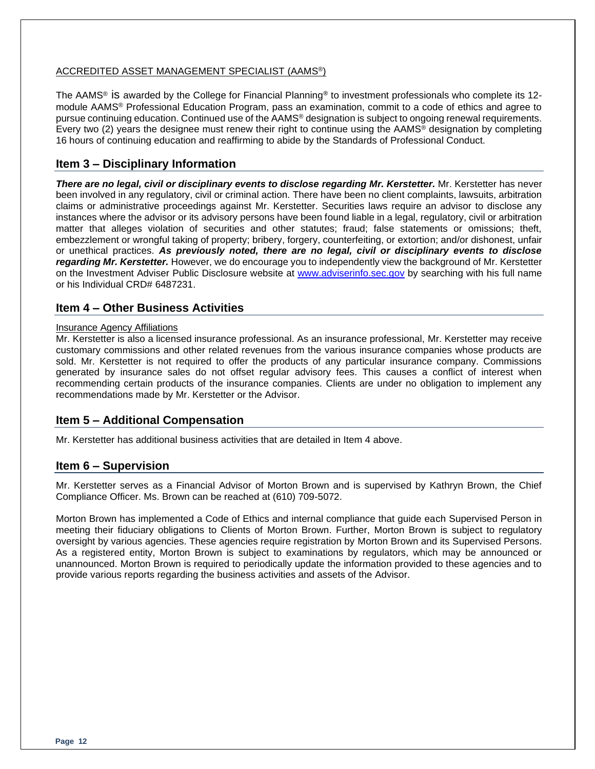ACCREDITED ASSET MANAGEMENT SPECIALIST (AAMS®)

The AAMS® is awarded by the College for Financial Planning® to investment professionals who complete its 12-module AAMS® Professional Education Program, pass an examination, commit to a code of ethics and agree to pursue continuing education. Continued use of the AAMS® designation is subject to ongoing renewal requirements. Every two (2) years the designee must renew their right to continue using the AAMS® designation by completing 16 hours of continuing education and reaffirming to abide by the Standards of Professional Conduct.

## Item 3 – Disciplinary Information

***There are no legal, civil or disciplinary events to disclose regarding Mr. Kerstetter.*** Mr. Kerstetter has never been involved in any regulatory, civil or criminal action. There have been no client complaints, lawsuits, arbitration claims or administrative proceedings against Mr. Kerstetter. Securities laws require an advisor to disclose any instances where the advisor or its advisory persons have been found liable in a legal, regulatory, civil or arbitration matter that alleges violation of securities and other statutes; fraud; false statements or omissions; theft, embezzlement or wrongful taking of property; bribery, forgery, counterfeiting, or extortion; and/or dishonest, unfair or unethical practices. ***As previously noted, there are no legal, civil or disciplinary events to disclose regarding Mr. Kerstetter.*** However, we do encourage you to independently view the background of Mr. Kerstetter on the Investment Adviser Public Disclosure website at [www.adviserinfo.sec.gov](http://www.adviserinfo.sec.gov) by searching with his full name or his Individual CRD# 6487231.

## Item 4 – Other Business Activities

Insurance Agency Affiliations

Mr. Kerstetter is also a licensed insurance professional. As an insurance professional, Mr. Kerstetter may receive customary commissions and other related revenues from the various insurance companies whose products are sold. Mr. Kerstetter is not required to offer the products of any particular insurance company. Commissions generated by insurance sales do not offset regular advisory fees. This causes a conflict of interest when recommending certain products of the insurance companies. Clients are under no obligation to implement any recommendations made by Mr. Kerstetter or the Advisor.

## Item 5 – Additional Compensation

Mr. Kerstetter has additional business activities that are detailed in Item 4 above.

## Item 6 – Supervision

Mr. Kerstetter serves as a Financial Advisor of Morton Brown and is supervised by Kathryn Brown, the Chief Compliance Officer. Ms. Brown can be reached at (610) 709-5072.

Morton Brown has implemented a Code of Ethics and internal compliance that guide each Supervised Person in meeting their fiduciary obligations to Clients of Morton Brown. Further, Morton Brown is subject to regulatory oversight by various agencies. These agencies require registration by Morton Brown and its Supervised Persons. As a registered entity, Morton Brown is subject to examinations by regulators, which may be announced or unannounced. Morton Brown is required to periodically update the information provided to these agencies and to provide various reports regarding the business activities and assets of the Advisor.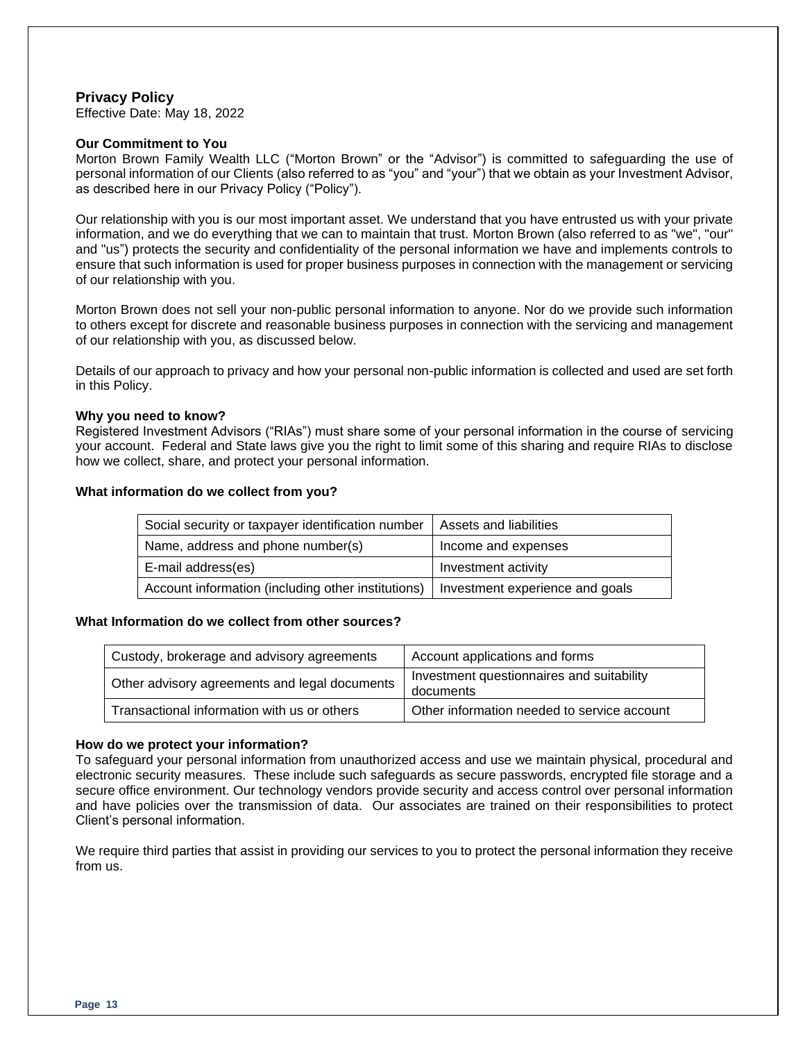## Privacy Policy

Effective Date: May 18, 2022

### Our Commitment to You

Morton Brown Family Wealth LLC ("Morton Brown" or the "Advisor") is committed to safeguarding the use of personal information of our Clients (also referred to as "you" and "your") that we obtain as your Investment Advisor, as described here in our Privacy Policy ("Policy").

Our relationship with you is our most important asset. We understand that you have entrusted us with your private information, and we do everything that we can to maintain that trust. Morton Brown (also referred to as "we", "our" and "us") protects the security and confidentiality of the personal information we have and implements controls to ensure that such information is used for proper business purposes in connection with the management or servicing of our relationship with you.

Morton Brown does not sell your non-public personal information to anyone. Nor do we provide such information to others except for discrete and reasonable business purposes in connection with the servicing and management of our relationship with you, as discussed below.

Details of our approach to privacy and how your personal non-public information is collected and used are set forth in this Policy.

### Why you need to know?

Registered Investment Advisors ("RIAs") must share some of your personal information in the course of servicing your account. Federal and State laws give you the right to limit some of this sharing and require RIAs to disclose how we collect, share, and protect your personal information.

### What information do we collect from you?

| | |
|---|---|
| Social security or taxpayer identification number | Assets and liabilities |
| Name, address and phone number(s) | Income and expenses |
| E-mail address(es) | Investment activity |
| Account information (including other institutions) | Investment experience and goals |

### What Information do we collect from other sources?

| | |
|---|---|
| Custody, brokerage and advisory agreements | Account applications and forms |
| Other advisory agreements and legal documents | Investment questionnaires and suitability documents |
| Transactional information with us or others | Other information needed to service account |

### How do we protect your information?

To safeguard your personal information from unauthorized access and use we maintain physical, procedural and electronic security measures. These include such safeguards as secure passwords, encrypted file storage and a secure office environment. Our technology vendors provide security and access control over personal information and have policies over the transmission of data. Our associates are trained on their responsibilities to protect Client's personal information.

We require third parties that assist in providing our services to you to protect the personal information they receive from us.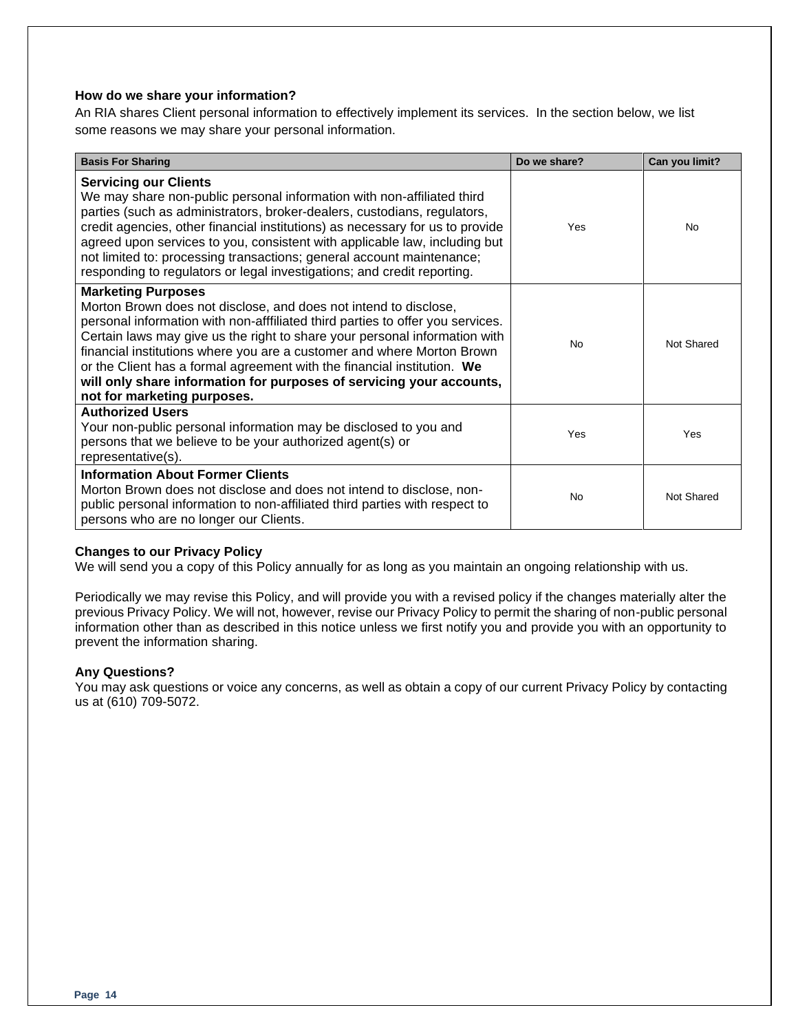### How do we share your information?

An RIA shares Client personal information to effectively implement its services. In the section below, we list some reasons we may share your personal information.

| Basis For Sharing | Do we share? | Can you limit? |
|---|---|---|
| **Servicing our Clients**<br>We may share non-public personal information with non-affiliated third parties (such as administrators, broker-dealers, custodians, regulators, credit agencies, other financial institutions) as necessary for us to provide agreed upon services to you, consistent with applicable law, including but not limited to: processing transactions; general account maintenance; responding to regulators or legal investigations; and credit reporting. | Yes | No |
| **Marketing Purposes**<br>Morton Brown does not disclose, and does not intend to disclose, personal information with non-afffiliated third parties to offer you services. Certain laws may give us the right to share your personal information with financial institutions where you are a customer and where Morton Brown or the Client has a formal agreement with the financial institution. **We will only share information for purposes of servicing your accounts, not for marketing purposes.** | No | Not Shared |
| **Authorized Users**<br>Your non-public personal information may be disclosed to you and persons that we believe to be your authorized agent(s) or representative(s). | Yes | Yes |
| **Information About Former Clients**<br>Morton Brown does not disclose and does not intend to disclose, non-public personal information to non-affiliated third parties with respect to persons who are no longer our Clients. | No | Not Shared |

### Changes to our Privacy Policy

We will send you a copy of this Policy annually for as long as you maintain an ongoing relationship with us.

Periodically we may revise this Policy, and will provide you with a revised policy if the changes materially alter the previous Privacy Policy. We will not, however, revise our Privacy Policy to permit the sharing of non-public personal information other than as described in this notice unless we first notify you and provide you with an opportunity to prevent the information sharing.

### Any Questions?

You may ask questions or voice any concerns, as well as obtain a copy of our current Privacy Policy by contacting us at (610) 709-5072.